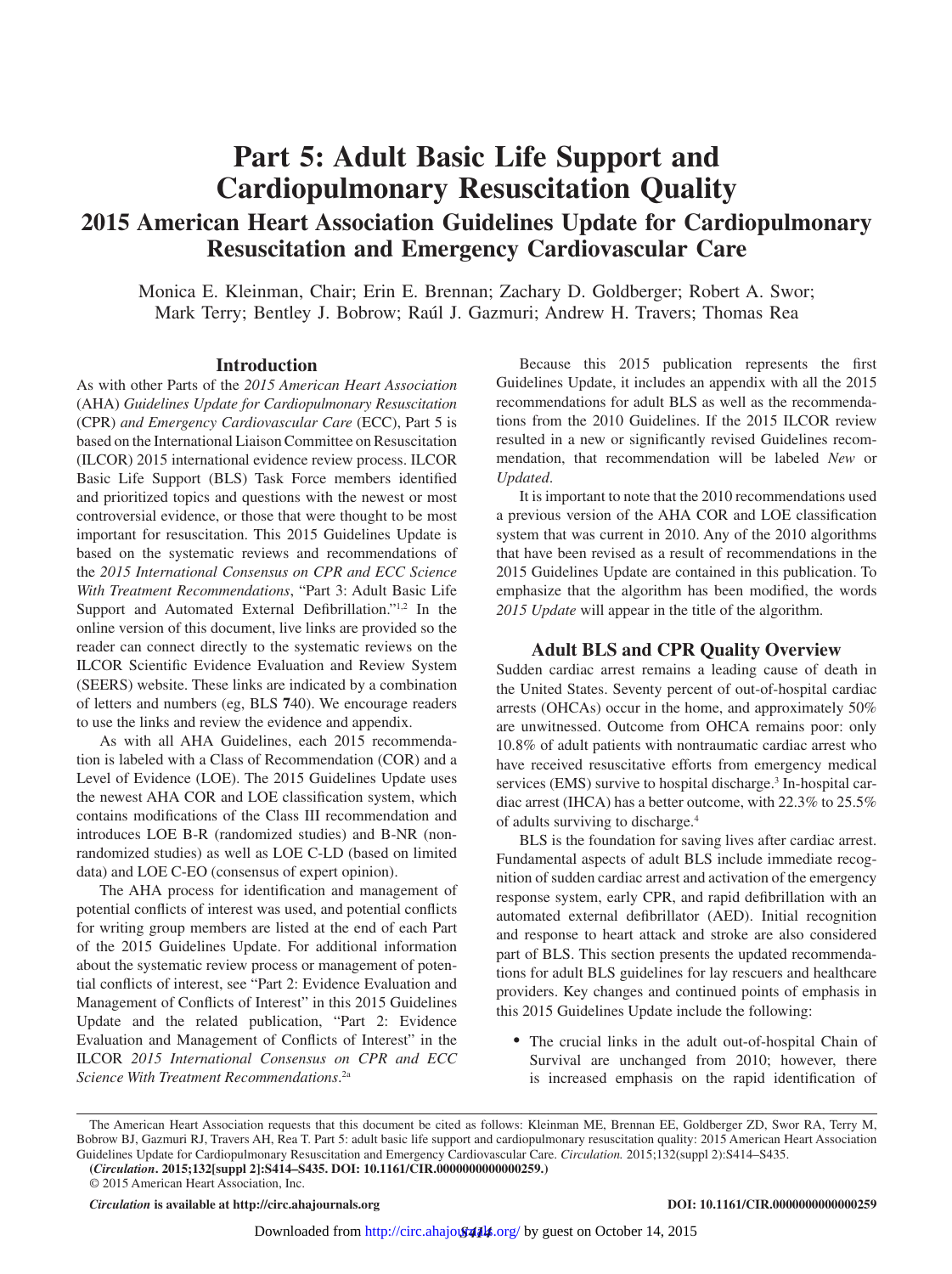# Part 5: Adult Basic Life Support and Cardiopulmonary Resuscitation Quality

## 2015 American Heart Association Guidelines Update for Cardiopulmonary Resuscitation and Emergency Cardiovascular Care

Monica E. Kleinman, Chair; Erin E. Brennan; Zachary D. Goldberger; Robert A. Swor; Mark Terry; Bentley J. Bobrow; Raúl J. Gazmuri; Andrew H. Travers; Thomas Rea

## Introduction

As with other Parts of the *2015 American Heart Association* (AHA) *Guidelines Update for Cardiopulmonary Resuscitation* (CPR) *and Emergency Cardiovascular Care* (ECC), Part 5 is based on the International Liaison Committee on Resuscitation (ILCOR) 2015 international evidence review process. ILCOR Basic Life Support (BLS) Task Force members identified and prioritized topics and questions with the newest or most controversial evidence, or those that were thought to be most important for resuscitation. This 2015 Guidelines Update is based on the systematic reviews and recommendations of the *2015 International Consensus on CPR and ECC Science With Treatment Recommendations*, "Part 3: Adult Basic Life Support and Automated External Defibrillation."[1,2] In the online version of this document, live links are provided so the reader can connect directly to the systematic reviews on the ILCOR Scientific Evidence Evaluation and Review System (SEERS) website. These links are indicated by a combination of letters and numbers (eg, BLS **7**40). We encourage readers to use the links and review the evidence and appendix.

As with all AHA Guidelines, each 2015 recommendation is labeled with a Class of Recommendation (COR) and a Level of Evidence (LOE). The 2015 Guidelines Update uses the newest AHA COR and LOE classification system, which contains modifications of the Class III recommendation and introduces LOE B-R (randomized studies) and B-NR (nonrandomized studies) as well as LOE C-LD (based on limited data) and LOE C-EO (consensus of expert opinion).

The AHA process for identification and management of potential conflicts of interest was used, and potential conflicts for writing group members are listed at the end of each Part of the 2015 Guidelines Update. For additional information about the systematic review process or management of potential conflicts of interest, see "Part 2: Evidence Evaluation and Management of Conflicts of Interest" in this 2015 Guidelines Update and the related publication, "Part 2: Evidence Evaluation and Management of Conflicts of Interest" in the ILCOR *2015 International Consensus on CPR and ECC Science With Treatment Recommendations*.[2a]

Because this 2015 publication represents the first Guidelines Update, it includes an appendix with all the 2015 recommendations for adult BLS as well as the recommendations from the 2010 Guidelines. If the 2015 ILCOR review resulted in a new or significantly revised Guidelines recommendation, that recommendation will be labeled *New* or *Updated*.

It is important to note that the 2010 recommendations used a previous version of the AHA COR and LOE classification system that was current in 2010. Any of the 2010 algorithms that have been revised as a result of recommendations in the 2015 Guidelines Update are contained in this publication. To emphasize that the algorithm has been modified, the words *2015 Update* will appear in the title of the algorithm.

## Adult BLS and CPR Quality Overview

Sudden cardiac arrest remains a leading cause of death in the United States. Seventy percent of out-of-hospital cardiac arrests (OHCAs) occur in the home, and approximately 50% are unwitnessed. Outcome from OHCA remains poor: only 10.8% of adult patients with nontraumatic cardiac arrest who have received resuscitative efforts from emergency medical services (EMS) survive to hospital discharge.[3] In-hospital cardiac arrest (IHCA) has a better outcome, with 22.3% to 25.5% of adults surviving to discharge.[4]

BLS is the foundation for saving lives after cardiac arrest. Fundamental aspects of adult BLS include immediate recognition of sudden cardiac arrest and activation of the emergency response system, early CPR, and rapid defibrillation with an automated external defibrillator (AED). Initial recognition and response to heart attack and stroke are also considered part of BLS. This section presents the updated recommendations for adult BLS guidelines for lay rescuers and healthcare providers. Key changes and continued points of emphasis in this 2015 Guidelines Update include the following:

- The crucial links in the adult out-of-hospital Chain of Survival are unchanged from 2010; however, there is increased emphasis on the rapid identification of

The American Heart Association requests that this document be cited as follows: Kleinman ME, Brennan EE, Goldberger ZD, Swor RA, Terry M, Bobrow BJ, Gazmuri RJ, Travers AH, Rea T. Part 5: adult basic life support and cardiopulmonary resuscitation quality: 2015 American Heart Association Guidelines Update for Cardiopulmonary Resuscitation and Emergency Cardiovascular Care. *Circulation.* 2015;132(suppl 2):S414–S435.

**(*Circulation*. 2015;132[suppl 2]:S414–S435. DOI: 10.1161/CIR.0000000000000259.)**

© 2015 American Heart Association, Inc.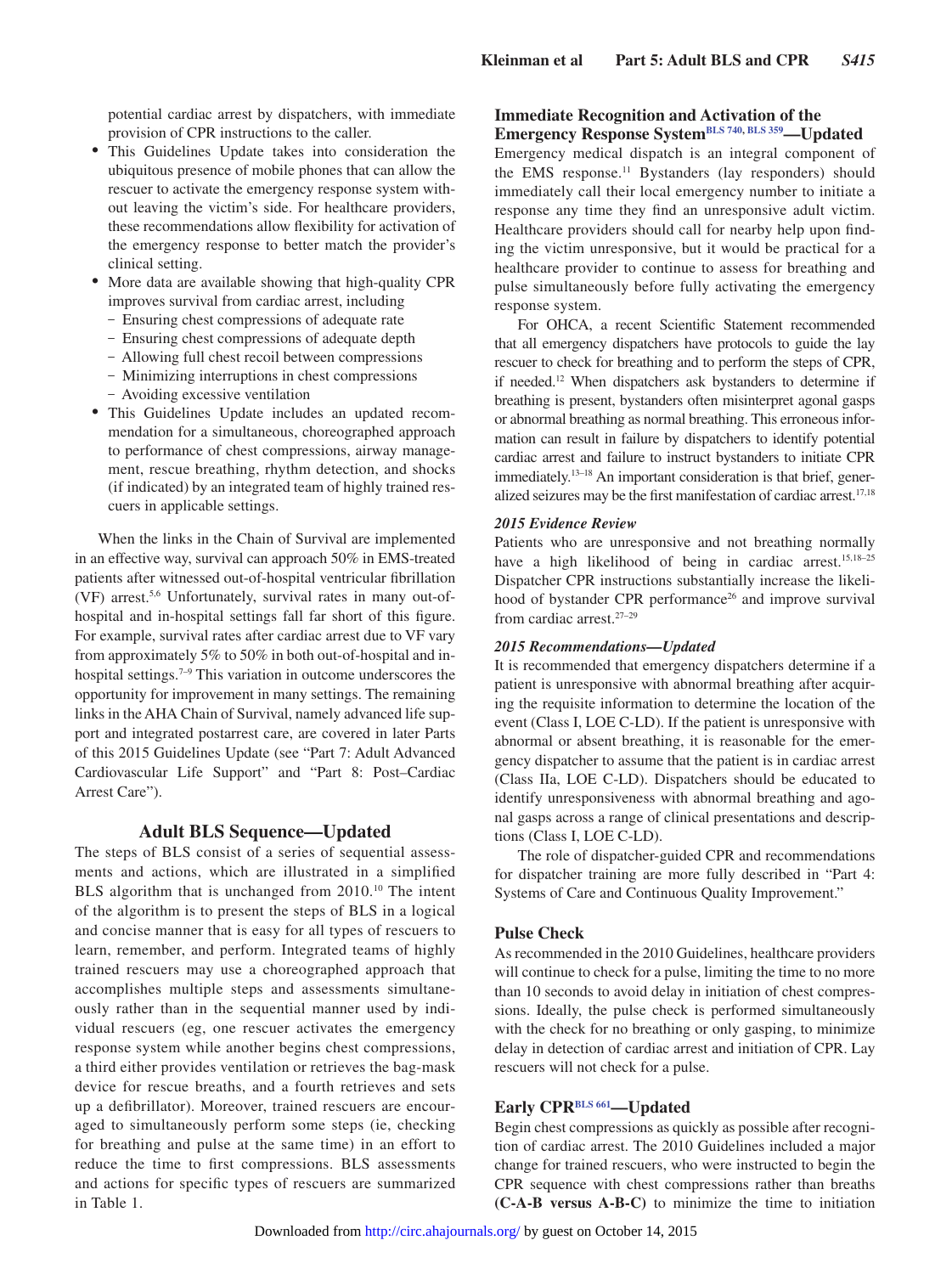potential cardiac arrest by dispatchers, with immediate provision of CPR instructions to the caller.

- This Guidelines Update takes into consideration the ubiquitous presence of mobile phones that can allow the rescuer to activate the emergency response system without leaving the victim's side. For healthcare providers, these recommendations allow flexibility for activation of the emergency response to better match the provider's clinical setting.
- More data are available showing that high-quality CPR improves survival from cardiac arrest, including
  - Ensuring chest compressions of adequate rate
  - Ensuring chest compressions of adequate depth
  - Allowing full chest recoil between compressions
  - Minimizing interruptions in chest compressions
  - Avoiding excessive ventilation
- This Guidelines Update includes an updated recommendation for a simultaneous, choreographed approach to performance of chest compressions, airway management, rescue breathing, rhythm detection, and shocks (if indicated) by an integrated team of highly trained rescuers in applicable settings.

When the links in the Chain of Survival are implemented in an effective way, survival can approach 50% in EMS-treated patients after witnessed out-of-hospital ventricular fibrillation (VF) arrest.[5,6] Unfortunately, survival rates in many out-of-hospital and in-hospital settings fall far short of this figure. For example, survival rates after cardiac arrest due to VF vary from approximately 5% to 50% in both out-of-hospital and in-hospital settings.[7–9] This variation in outcome underscores the opportunity for improvement in many settings. The remaining links in the AHA Chain of Survival, namely advanced life support and integrated postarrest care, are covered in later Parts of this 2015 Guidelines Update (see "Part 7: Adult Advanced Cardiovascular Life Support" and "Part 8: Post–Cardiac Arrest Care").

## Adult BLS Sequence—Updated

The steps of BLS consist of a series of sequential assessments and actions, which are illustrated in a simplified BLS algorithm that is unchanged from 2010.[10] The intent of the algorithm is to present the steps of BLS in a logical and concise manner that is easy for all types of rescuers to learn, remember, and perform. Integrated teams of highly trained rescuers may use a choreographed approach that accomplishes multiple steps and assessments simultaneously rather than in the sequential manner used by individual rescuers (eg, one rescuer activates the emergency response system while another begins chest compressions, a third either provides ventilation or retrieves the bag-mask device for rescue breaths, and a fourth retrieves and sets up a defibrillator). Moreover, trained rescuers are encouraged to simultaneously perform some steps (ie, checking for breathing and pulse at the same time) in an effort to reduce the time to first compressions. BLS assessments and actions for specific types of rescuers are summarized in Table 1.

### Immediate Recognition and Activation of the Emergency Response System[BLS 740, BLS 359]—Updated

Emergency medical dispatch is an integral component of the EMS response.[11] Bystanders (lay responders) should immediately call their local emergency number to initiate a response any time they find an unresponsive adult victim. Healthcare providers should call for nearby help upon finding the victim unresponsive, but it would be practical for a healthcare provider to continue to assess for breathing and pulse simultaneously before fully activating the emergency response system.

For OHCA, a recent Scientific Statement recommended that all emergency dispatchers have protocols to guide the lay rescuer to check for breathing and to perform the steps of CPR, if needed.[12] When dispatchers ask bystanders to determine if breathing is present, bystanders often misinterpret agonal gasps or abnormal breathing as normal breathing. This erroneous information can result in failure by dispatchers to identify potential cardiac arrest and failure to instruct bystanders to initiate CPR immediately.[13–18] An important consideration is that brief, generalized seizures may be the first manifestation of cardiac arrest.[17,18]

#### *2015 Evidence Review*

Patients who are unresponsive and not breathing normally have a high likelihood of being in cardiac arrest.[15,18–25] Dispatcher CPR instructions substantially increase the likelihood of bystander CPR performance[26] and improve survival from cardiac arrest.[27–29]

#### *2015 Recommendations—Updated*

It is recommended that emergency dispatchers determine if a patient is unresponsive with abnormal breathing after acquiring the requisite information to determine the location of the event (Class I, LOE C-LD). If the patient is unresponsive with abnormal or absent breathing, it is reasonable for the emergency dispatcher to assume that the patient is in cardiac arrest (Class IIa, LOE C-LD). Dispatchers should be educated to identify unresponsiveness with abnormal breathing and agonal gasps across a range of clinical presentations and descriptions (Class I, LOE C-LD).

The role of dispatcher-guided CPR and recommendations for dispatcher training are more fully described in "Part 4: Systems of Care and Continuous Quality Improvement."

### Pulse Check

As recommended in the 2010 Guidelines, healthcare providers will continue to check for a pulse, limiting the time to no more than 10 seconds to avoid delay in initiation of chest compressions. Ideally, the pulse check is performed simultaneously with the check for no breathing or only gasping, to minimize delay in detection of cardiac arrest and initiation of CPR. Lay rescuers will not check for a pulse.

### Early CPR[BLS 661]—Updated

Begin chest compressions as quickly as possible after recognition of cardiac arrest. The 2010 Guidelines included a major change for trained rescuers, who were instructed to begin the CPR sequence with chest compressions rather than breaths **(C-A-B versus A-B-C)** to minimize the time to initiation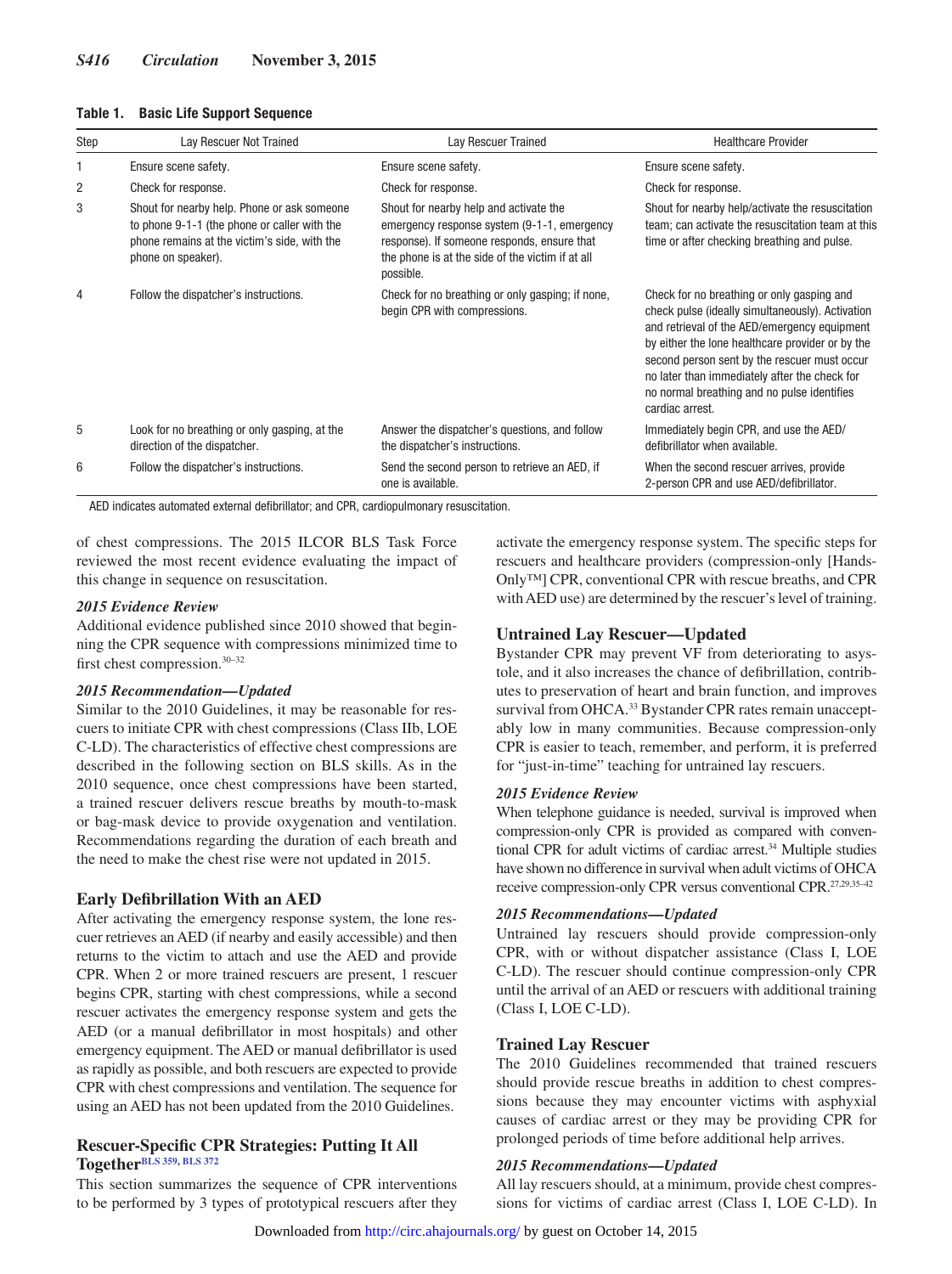**Table 1. Basic Life Support Sequence**

| Step | Lay Rescuer Not Trained | Lay Rescuer Trained | Healthcare Provider |
|---|---|---|---|
| 1 | Ensure scene safety. | Ensure scene safety. | Ensure scene safety. |
| 2 | Check for response. | Check for response. | Check for response. |
| 3 | Shout for nearby help. Phone or ask someone to phone 9-1-1 (the phone or caller with the phone remains at the victim's side, with the phone on speaker). | Shout for nearby help and activate the emergency response system (9-1-1, emergency response). If someone responds, ensure that the phone is at the side of the victim if at all possible. | Shout for nearby help/activate the resuscitation team; can activate the resuscitation team at this time or after checking breathing and pulse. |
| 4 | Follow the dispatcher's instructions. | Check for no breathing or only gasping; if none, begin CPR with compressions. | Check for no breathing or only gasping and check pulse (ideally simultaneously). Activation and retrieval of the AED/emergency equipment by either the lone healthcare provider or by the second person sent by the rescuer must occur no later than immediately after the check for no normal breathing and no pulse identifies cardiac arrest. |
| 5 | Look for no breathing or only gasping, at the direction of the dispatcher. | Answer the dispatcher's questions, and follow the dispatcher's instructions. | Immediately begin CPR, and use the AED/defibrillator when available. |
| 6 | Follow the dispatcher's instructions. | Send the second person to retrieve an AED, if one is available. | When the second rescuer arrives, provide 2-person CPR and use AED/defibrillator. |

AED indicates automated external defibrillator; and CPR, cardiopulmonary resuscitation.

of chest compressions. The 2015 ILCOR BLS Task Force reviewed the most recent evidence evaluating the impact of this change in sequence on resuscitation.

*2015 Evidence Review*

Additional evidence published since 2010 showed that beginning the CPR sequence with compressions minimized time to first chest compression.[30–32]

*2015 Recommendation—Updated*

Similar to the 2010 Guidelines, it may be reasonable for rescuers to initiate CPR with chest compressions (Class IIb, LOE C-LD). The characteristics of effective chest compressions are described in the following section on BLS skills. As in the 2010 sequence, once chest compressions have been started, a trained rescuer delivers rescue breaths by mouth-to-mask or bag-mask device to provide oxygenation and ventilation. Recommendations regarding the duration of each breath and the need to make the chest rise were not updated in 2015.

## Early Defibrillation With an AED

After activating the emergency response system, the lone rescuer retrieves an AED (if nearby and easily accessible) and then returns to the victim to attach and use the AED and provide CPR. When 2 or more trained rescuers are present, 1 rescuer begins CPR, starting with chest compressions, while a second rescuer activates the emergency response system and gets the AED (or a manual defibrillator in most hospitals) and other emergency equipment. The AED or manual defibrillator is used as rapidly as possible, and both rescuers are expected to provide CPR with chest compressions and ventilation. The sequence for using an AED has not been updated from the 2010 Guidelines.

## Rescuer-Specific CPR Strategies: Putting It All Together[BLS 359, BLS 372]

This section summarizes the sequence of CPR interventions to be performed by 3 types of prototypical rescuers after they activate the emergency response system. The specific steps for rescuers and healthcare providers (compression-only [Hands-Only™] CPR, conventional CPR with rescue breaths, and CPR with AED use) are determined by the rescuer's level of training.

## Untrained Lay Rescuer—Updated

Bystander CPR may prevent VF from deteriorating to asystole, and it also increases the chance of defibrillation, contributes to preservation of heart and brain function, and improves survival from OHCA.[33] Bystander CPR rates remain unacceptably low in many communities. Because compression-only CPR is easier to teach, remember, and perform, it is preferred for "just-in-time" teaching for untrained lay rescuers.

*2015 Evidence Review*

When telephone guidance is needed, survival is improved when compression-only CPR is provided as compared with conventional CPR for adult victims of cardiac arrest.[34] Multiple studies have shown no difference in survival when adult victims of OHCA receive compression-only CPR versus conventional CPR.[27,29,35–42]

*2015 Recommendations—Updated*

Untrained lay rescuers should provide compression-only CPR, with or without dispatcher assistance (Class I, LOE C-LD). The rescuer should continue compression-only CPR until the arrival of an AED or rescuers with additional training (Class I, LOE C-LD).

## Trained Lay Rescuer

The 2010 Guidelines recommended that trained rescuers should provide rescue breaths in addition to chest compressions because they may encounter victims with asphyxial causes of cardiac arrest or they may be providing CPR for prolonged periods of time before additional help arrives.

*2015 Recommendations—Updated*

All lay rescuers should, at a minimum, provide chest compressions for victims of cardiac arrest (Class I, LOE C-LD). In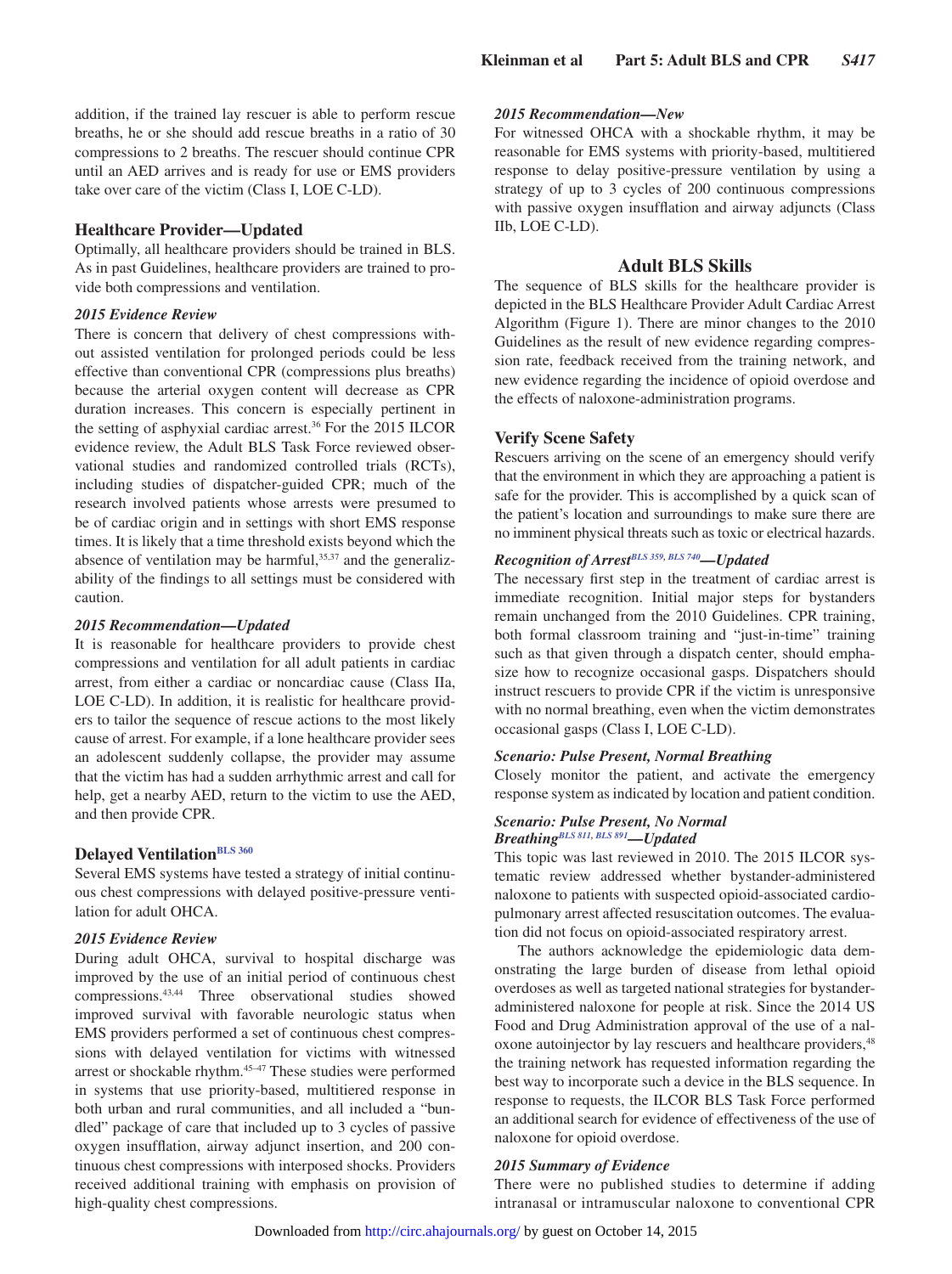addition, if the trained lay rescuer is able to perform rescue breaths, he or she should add rescue breaths in a ratio of 30 compressions to 2 breaths. The rescuer should continue CPR until an AED arrives and is ready for use or EMS providers take over care of the victim (Class I, LOE C-LD).

### Healthcare Provider—Updated

Optimally, all healthcare providers should be trained in BLS. As in past Guidelines, healthcare providers are trained to provide both compressions and ventilation.

#### *2015 Evidence Review*

There is concern that delivery of chest compressions without assisted ventilation for prolonged periods could be less effective than conventional CPR (compressions plus breaths) because the arterial oxygen content will decrease as CPR duration increases. This concern is especially pertinent in the setting of asphyxial cardiac arrest.[36] For the 2015 ILCOR evidence review, the Adult BLS Task Force reviewed observational studies and randomized controlled trials (RCTs), including studies of dispatcher-guided CPR; much of the research involved patients whose arrests were presumed to be of cardiac origin and in settings with short EMS response times. It is likely that a time threshold exists beyond which the absence of ventilation may be harmful,[35,37] and the generalizability of the findings to all settings must be considered with caution.

#### *2015 Recommendation—Updated*

It is reasonable for healthcare providers to provide chest compressions and ventilation for all adult patients in cardiac arrest, from either a cardiac or noncardiac cause (Class IIa, LOE C-LD). In addition, it is realistic for healthcare providers to tailor the sequence of rescue actions to the most likely cause of arrest. For example, if a lone healthcare provider sees an adolescent suddenly collapse, the provider may assume that the victim has had a sudden arrhythmic arrest and call for help, get a nearby AED, return to the victim to use the AED, and then provide CPR.

### Delayed Ventilation[BLS 360]

Several EMS systems have tested a strategy of initial continuous chest compressions with delayed positive-pressure ventilation for adult OHCA.

#### *2015 Evidence Review*

During adult OHCA, survival to hospital discharge was improved by the use of an initial period of continuous chest compressions.[43,44] Three observational studies showed improved survival with favorable neurologic status when EMS providers performed a set of continuous chest compressions with delayed ventilation for victims with witnessed arrest or shockable rhythm.[45–47] These studies were performed in systems that use priority-based, multitiered response in both urban and rural communities, and all included a "bundled" package of care that included up to 3 cycles of passive oxygen insufflation, airway adjunct insertion, and 200 continuous chest compressions with interposed shocks. Providers received additional training with emphasis on provision of high-quality chest compressions.

#### *2015 Recommendation—New*

For witnessed OHCA with a shockable rhythm, it may be reasonable for EMS systems with priority-based, multitiered response to delay positive-pressure ventilation by using a strategy of up to 3 cycles of 200 continuous compressions with passive oxygen insufflation and airway adjuncts (Class IIb, LOE C-LD).

## Adult BLS Skills

The sequence of BLS skills for the healthcare provider is depicted in the BLS Healthcare Provider Adult Cardiac Arrest Algorithm (Figure 1). There are minor changes to the 2010 Guidelines as the result of new evidence regarding compression rate, feedback received from the training network, and new evidence regarding the incidence of opioid overdose and the effects of naloxone-administration programs.

### Verify Scene Safety

Rescuers arriving on the scene of an emergency should verify that the environment in which they are approaching a patient is safe for the provider. This is accomplished by a quick scan of the patient's location and surroundings to make sure there are no imminent physical threats such as toxic or electrical hazards.

#### *Recognition of Arrest[BLS 359, BLS 740]—Updated*

The necessary first step in the treatment of cardiac arrest is immediate recognition. Initial major steps for bystanders remain unchanged from the 2010 Guidelines. CPR training, both formal classroom training and "just-in-time" training such as that given through a dispatch center, should emphasize how to recognize occasional gasps. Dispatchers should instruct rescuers to provide CPR if the victim is unresponsive with no normal breathing, even when the victim demonstrates occasional gasps (Class I, LOE C-LD).

#### *Scenario: Pulse Present, Normal Breathing*

Closely monitor the patient, and activate the emergency response system as indicated by location and patient condition.

#### *Scenario: Pulse Present, No Normal Breathing[BLS 811, BLS 891]—Updated*

This topic was last reviewed in 2010. The 2015 ILCOR systematic review addressed whether bystander-administered naloxone to patients with suspected opioid-associated cardiopulmonary arrest affected resuscitation outcomes. The evaluation did not focus on opioid-associated respiratory arrest.

The authors acknowledge the epidemiologic data demonstrating the large burden of disease from lethal opioid overdoses as well as targeted national strategies for bystander-administered naloxone for people at risk. Since the 2014 US Food and Drug Administration approval of the use of a naloxone autoinjector by lay rescuers and healthcare providers,[48] the training network has requested information regarding the best way to incorporate such a device in the BLS sequence. In response to requests, the ILCOR BLS Task Force performed an additional search for evidence of effectiveness of the use of naloxone for opioid overdose.

#### *2015 Summary of Evidence*

There were no published studies to determine if adding intranasal or intramuscular naloxone to conventional CPR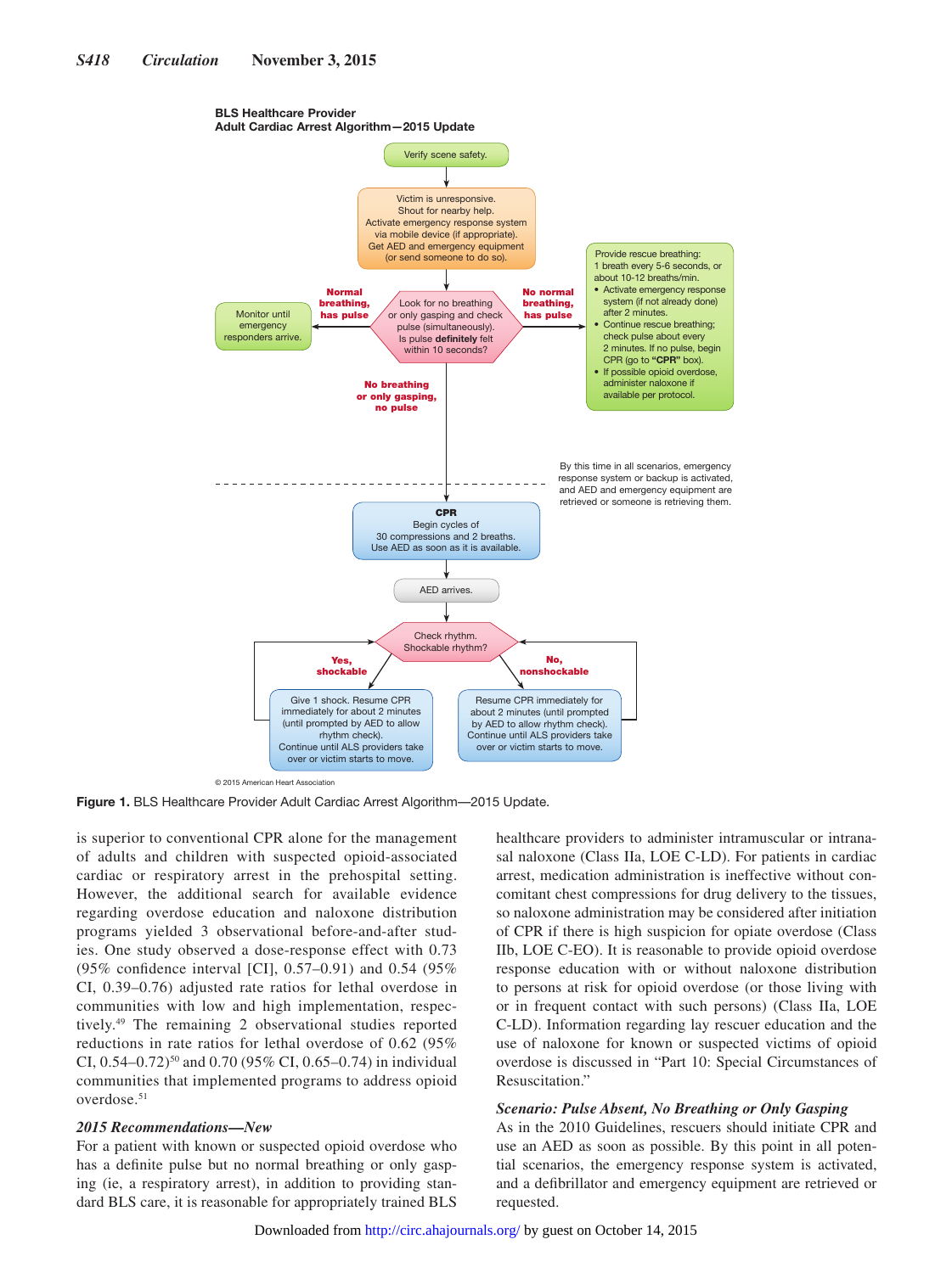**BLS Healthcare Provider**
**Adult Cardiac Arrest Algorithm—2015 Update**

Verify scene safety.

Victim is unresponsive.
Shout for nearby help.
Activate emergency response system via mobile device (if appropriate).
Get AED and emergency equipment (or send someone to do so).

Look for no breathing or only gasping and check pulse (simultaneously).
Is pulse **definitely** felt within 10 seconds?

**Normal breathing, has pulse** → Monitor until emergency responders arrive.

**No normal breathing, has pulse** → Provide rescue breathing:
1 breath every 5-6 seconds, or about 10-12 breaths/min.
- Activate emergency response system (if not already done) after 2 minutes.
- Continue rescue breathing; check pulse about every 2 minutes. If no pulse, begin CPR (go to **"CPR"** box).
- If possible opioid overdose, administer naloxone if available per protocol.

**No breathing or only gasping, no pulse** →

By this time in all scenarios, emergency response system or backup is activated, and AED and emergency equipment are retrieved or someone is retrieving them.

**CPR**
Begin cycles of 30 compressions and 2 breaths.
Use AED as soon as it is available.

AED arrives.

Check rhythm.
Shockable rhythm?

**Yes, shockable** → Give 1 shock. Resume CPR immediately for about 2 minutes (until prompted by AED to allow rhythm check).
Continue until ALS providers take over or victim starts to move.

**No, nonshockable** → Resume CPR immediately for about 2 minutes (until prompted by AED to allow rhythm check).
Continue until ALS providers take over or victim starts to move.

© 2015 American Heart Association

**Figure 1.** BLS Healthcare Provider Adult Cardiac Arrest Algorithm—2015 Update.

is superior to conventional CPR alone for the management of adults and children with suspected opioid-associated cardiac or respiratory arrest in the prehospital setting. However, the additional search for available evidence regarding overdose education and naloxone distribution programs yielded 3 observational before-and-after studies. One study observed a dose-response effect with 0.73 (95% confidence interval [CI], 0.57–0.91) and 0.54 (95% CI, 0.39–0.76) adjusted rate ratios for lethal overdose in communities with low and high implementation, respectively.[49] The remaining 2 observational studies reported reductions in rate ratios for lethal overdose of 0.62 (95% CI, 0.54–0.72)[50] and 0.70 (95% CI, 0.65–0.74) in individual communities that implemented programs to address opioid overdose.[51]

### *2015 Recommendations—New*

For a patient with known or suspected opioid overdose who has a definite pulse but no normal breathing or only gasping (ie, a respiratory arrest), in addition to providing standard BLS care, it is reasonable for appropriately trained BLS healthcare providers to administer intramuscular or intranasal naloxone (Class IIa, LOE C-LD). For patients in cardiac arrest, medication administration is ineffective without concomitant chest compressions for drug delivery to the tissues, so naloxone administration may be considered after initiation of CPR if there is high suspicion for opiate overdose (Class IIb, LOE C-EO). It is reasonable to provide opioid overdose response education with or without naloxone distribution to persons at risk for opioid overdose (or those living with or in frequent contact with such persons) (Class IIa, LOE C-LD). Information regarding lay rescuer education and the use of naloxone for known or suspected victims of opioid overdose is discussed in "Part 10: Special Circumstances of Resuscitation."

### *Scenario: Pulse Absent, No Breathing or Only Gasping*

As in the 2010 Guidelines, rescuers should initiate CPR and use an AED as soon as possible. By this point in all potential scenarios, the emergency response system is activated, and a defibrillator and emergency equipment are retrieved or requested.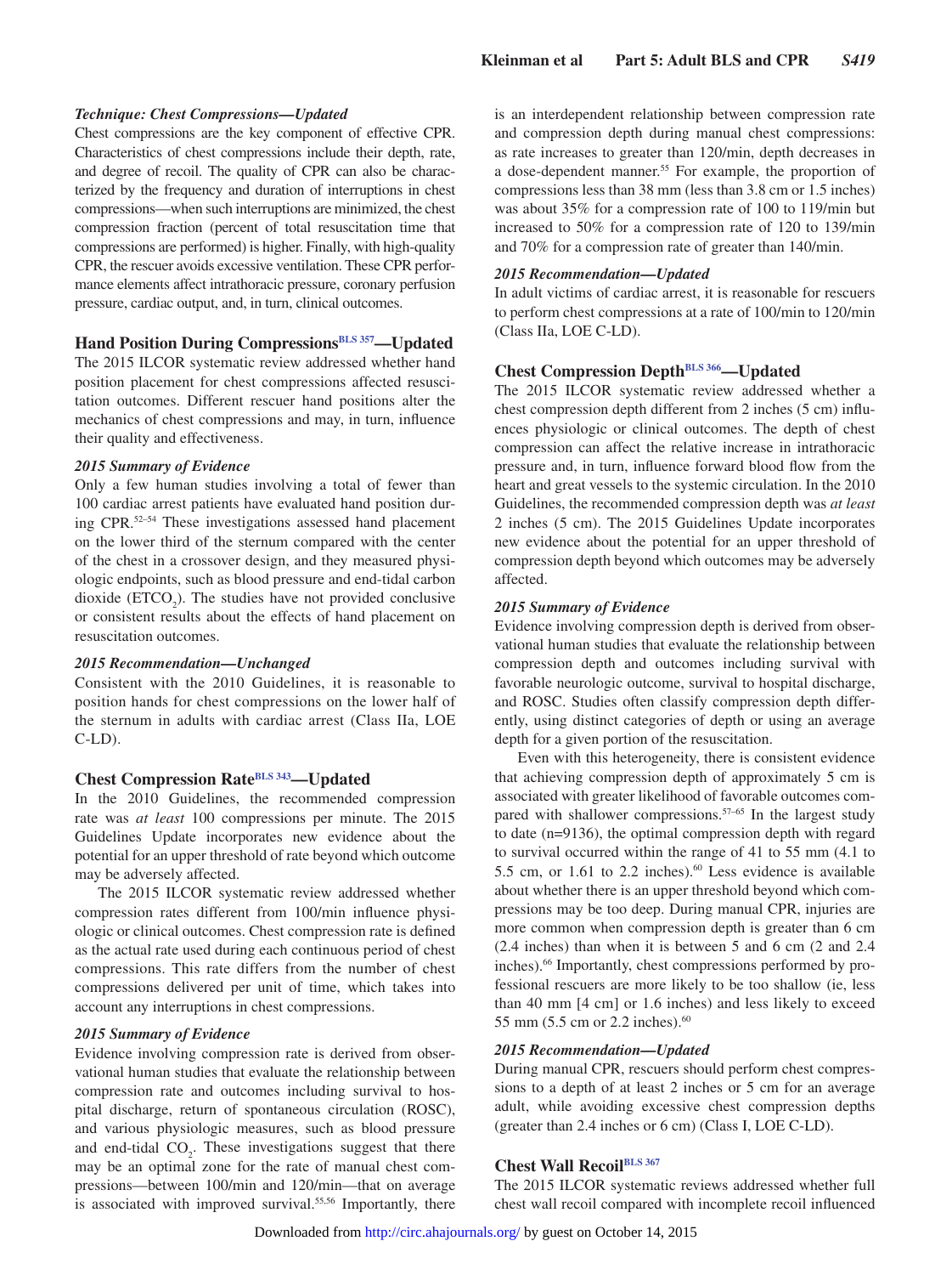### *Technique: Chest Compressions—Updated*

Chest compressions are the key component of effective CPR. Characteristics of chest compressions include their depth, rate, and degree of recoil. The quality of CPR can also be characterized by the frequency and duration of interruptions in chest compressions—when such interruptions are minimized, the chest compression fraction (percent of total resuscitation time that compressions are performed) is higher. Finally, with high-quality CPR, the rescuer avoids excessive ventilation. These CPR performance elements affect intrathoracic pressure, coronary perfusion pressure, cardiac output, and, in turn, clinical outcomes.

## Hand Position During Compressions[BLS 357]—Updated

The 2015 ILCOR systematic review addressed whether hand position placement for chest compressions affected resuscitation outcomes. Different rescuer hand positions alter the mechanics of chest compressions and may, in turn, influence their quality and effectiveness.

### *2015 Summary of Evidence*

Only a few human studies involving a total of fewer than 100 cardiac arrest patients have evaluated hand position during CPR.[52–54] These investigations assessed hand placement on the lower third of the sternum compared with the center of the chest in a crossover design, and they measured physiologic endpoints, such as blood pressure and end-tidal carbon dioxide ($ETCO_2$). The studies have not provided conclusive or consistent results about the effects of hand placement on resuscitation outcomes.

### *2015 Recommendation—Unchanged*

Consistent with the 2010 Guidelines, it is reasonable to position hands for chest compressions on the lower half of the sternum in adults with cardiac arrest (Class IIa, LOE C-LD).

## Chest Compression Rate[BLS 343]—Updated

In the 2010 Guidelines, the recommended compression rate was *at least* 100 compressions per minute. The 2015 Guidelines Update incorporates new evidence about the potential for an upper threshold of rate beyond which outcome may be adversely affected.

The 2015 ILCOR systematic review addressed whether compression rates different from 100/min influence physiologic or clinical outcomes. Chest compression rate is defined as the actual rate used during each continuous period of chest compressions. This rate differs from the number of chest compressions delivered per unit of time, which takes into account any interruptions in chest compressions.

### *2015 Summary of Evidence*

Evidence involving compression rate is derived from observational human studies that evaluate the relationship between compression rate and outcomes including survival to hospital discharge, return of spontaneous circulation (ROSC), and various physiologic measures, such as blood pressure and end-tidal $CO_2$. These investigations suggest that there may be an optimal zone for the rate of manual chest compressions—between 100/min and 120/min—that on average is associated with improved survival.[55,56] Importantly, there is an interdependent relationship between compression rate and compression depth during manual chest compressions: as rate increases to greater than 120/min, depth decreases in a dose-dependent manner.[55] For example, the proportion of compressions less than 38 mm (less than 3.8 cm or 1.5 inches) was about 35% for a compression rate of 100 to 119/min but increased to 50% for a compression rate of 120 to 139/min and 70% for a compression rate of greater than 140/min.

### *2015 Recommendation—Updated*

In adult victims of cardiac arrest, it is reasonable for rescuers to perform chest compressions at a rate of 100/min to 120/min (Class IIa, LOE C-LD).

## Chest Compression Depth[BLS 366]—Updated

The 2015 ILCOR systematic review addressed whether a chest compression depth different from 2 inches (5 cm) influences physiologic or clinical outcomes. The depth of chest compression can affect the relative increase in intrathoracic pressure and, in turn, influence forward blood flow from the heart and great vessels to the systemic circulation. In the 2010 Guidelines, the recommended compression depth was *at least* 2 inches (5 cm). The 2015 Guidelines Update incorporates new evidence about the potential for an upper threshold of compression depth beyond which outcomes may be adversely affected.

### *2015 Summary of Evidence*

Evidence involving compression depth is derived from observational human studies that evaluate the relationship between compression depth and outcomes including survival with favorable neurologic outcome, survival to hospital discharge, and ROSC. Studies often classify compression depth differently, using distinct categories of depth or using an average depth for a given portion of the resuscitation.

Even with this heterogeneity, there is consistent evidence that achieving compression depth of approximately 5 cm is associated with greater likelihood of favorable outcomes compared with shallower compressions.[57–65] In the largest study to date (n=9136), the optimal compression depth with regard to survival occurred within the range of 41 to 55 mm (4.1 to 5.5 cm, or 1.61 to 2.2 inches).[60] Less evidence is available about whether there is an upper threshold beyond which compressions may be too deep. During manual CPR, injuries are more common when compression depth is greater than 6 cm (2.4 inches) than when it is between 5 and 6 cm (2 and 2.4 inches).[66] Importantly, chest compressions performed by professional rescuers are more likely to be too shallow (ie, less than 40 mm [4 cm] or 1.6 inches) and less likely to exceed 55 mm (5.5 cm or 2.2 inches).[60]

### *2015 Recommendation—Updated*

During manual CPR, rescuers should perform chest compressions to a depth of at least 2 inches or 5 cm for an average adult, while avoiding excessive chest compression depths (greater than 2.4 inches or 6 cm) (Class I, LOE C-LD).

## Chest Wall Recoil[BLS 367]

The 2015 ILCOR systematic reviews addressed whether full chest wall recoil compared with incomplete recoil influenced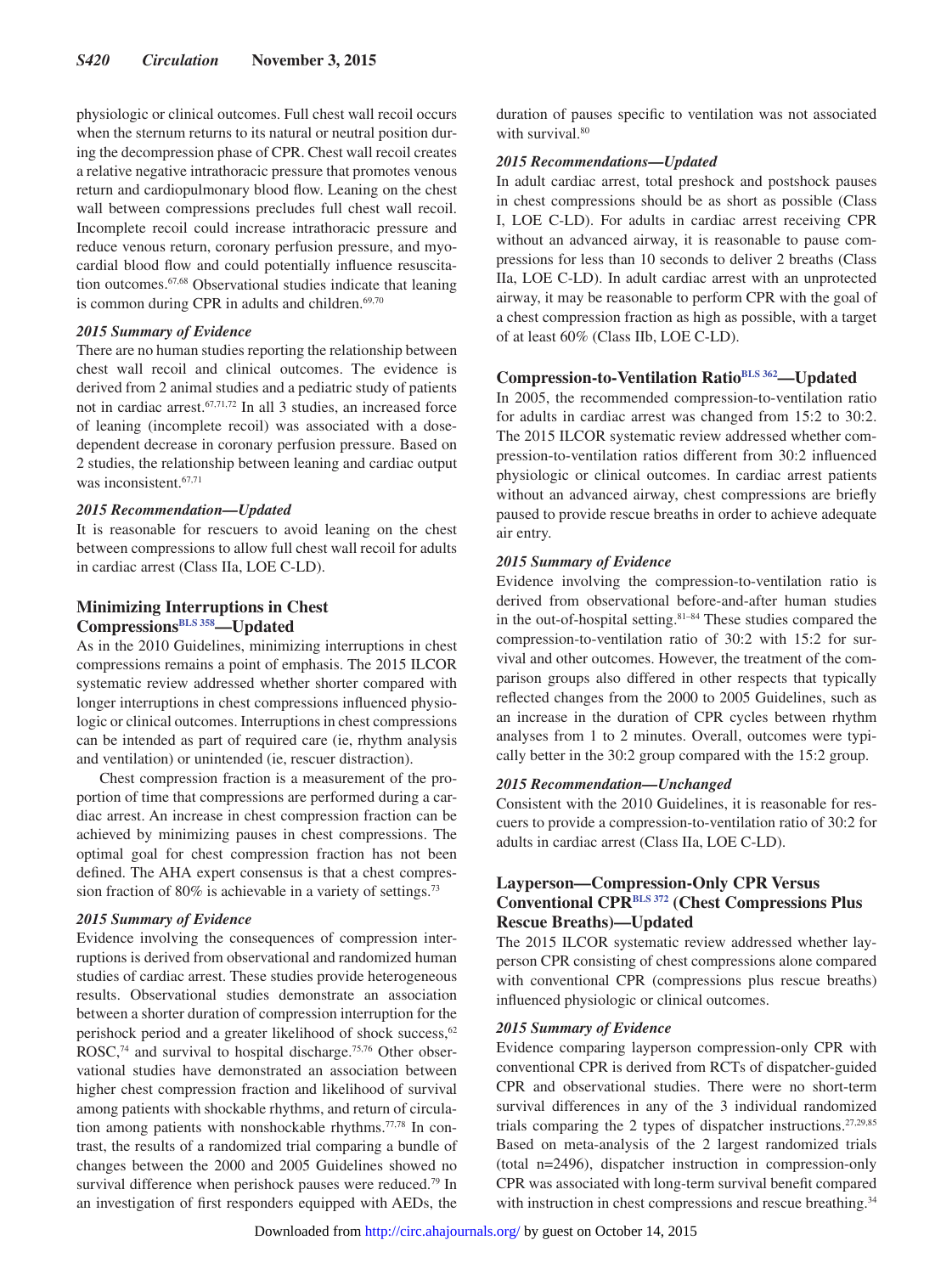physiologic or clinical outcomes. Full chest wall recoil occurs when the sternum returns to its natural or neutral position during the decompression phase of CPR. Chest wall recoil creates a relative negative intrathoracic pressure that promotes venous return and cardiopulmonary blood flow. Leaning on the chest wall between compressions precludes full chest wall recoil. Incomplete recoil could increase intrathoracic pressure and reduce venous return, coronary perfusion pressure, and myocardial blood flow and could potentially influence resuscitation outcomes.[67,68] Observational studies indicate that leaning is common during CPR in adults and children.[69,70]

#### *2015 Summary of Evidence*

There are no human studies reporting the relationship between chest wall recoil and clinical outcomes. The evidence is derived from 2 animal studies and a pediatric study of patients not in cardiac arrest.[67,71,72] In all 3 studies, an increased force of leaning (incomplete recoil) was associated with a dose-dependent decrease in coronary perfusion pressure. Based on 2 studies, the relationship between leaning and cardiac output was inconsistent.[67,71]

#### *2015 Recommendation—Updated*

It is reasonable for rescuers to avoid leaning on the chest between compressions to allow full chest wall recoil for adults in cardiac arrest (Class IIa, LOE C-LD).

### Minimizing Interruptions in Chest Compressions[BLS 358]—Updated

As in the 2010 Guidelines, minimizing interruptions in chest compressions remains a point of emphasis. The 2015 ILCOR systematic review addressed whether shorter compared with longer interruptions in chest compressions influenced physiologic or clinical outcomes. Interruptions in chest compressions can be intended as part of required care (ie, rhythm analysis and ventilation) or unintended (ie, rescuer distraction).

Chest compression fraction is a measurement of the proportion of time that compressions are performed during a cardiac arrest. An increase in chest compression fraction can be achieved by minimizing pauses in chest compressions. The optimal goal for chest compression fraction has not been defined. The AHA expert consensus is that a chest compression fraction of 80% is achievable in a variety of settings.[73]

#### *2015 Summary of Evidence*

Evidence involving the consequences of compression interruptions is derived from observational and randomized human studies of cardiac arrest. These studies provide heterogeneous results. Observational studies demonstrate an association between a shorter duration of compression interruption for the perishock period and a greater likelihood of shock success,[62] ROSC,[74] and survival to hospital discharge.[75,76] Other observational studies have demonstrated an association between higher chest compression fraction and likelihood of survival among patients with shockable rhythms, and return of circulation among patients with nonshockable rhythms.[77,78] In contrast, the results of a randomized trial comparing a bundle of changes between the 2000 and 2005 Guidelines showed no survival difference when perishock pauses were reduced.[79] In an investigation of first responders equipped with AEDs, the duration of pauses specific to ventilation was not associated with survival.[80]

#### *2015 Recommendations—Updated*

In adult cardiac arrest, total preshock and postshock pauses in chest compressions should be as short as possible (Class I, LOE C-LD). For adults in cardiac arrest receiving CPR without an advanced airway, it is reasonable to pause compressions for less than 10 seconds to deliver 2 breaths (Class IIa, LOE C-LD). In adult cardiac arrest with an unprotected airway, it may be reasonable to perform CPR with the goal of a chest compression fraction as high as possible, with a target of at least 60% (Class IIb, LOE C-LD).

### Compression-to-Ventilation Ratio[BLS 362]—Updated

In 2005, the recommended compression-to-ventilation ratio for adults in cardiac arrest was changed from 15:2 to 30:2. The 2015 ILCOR systematic review addressed whether compression-to-ventilation ratios different from 30:2 influenced physiologic or clinical outcomes. In cardiac arrest patients without an advanced airway, chest compressions are briefly paused to provide rescue breaths in order to achieve adequate air entry.

#### *2015 Summary of Evidence*

Evidence involving the compression-to-ventilation ratio is derived from observational before-and-after human studies in the out-of-hospital setting.[81–84] These studies compared the compression-to-ventilation ratio of 30:2 with 15:2 for survival and other outcomes. However, the treatment of the comparison groups also differed in other respects that typically reflected changes from the 2000 to 2005 Guidelines, such as an increase in the duration of CPR cycles between rhythm analyses from 1 to 2 minutes. Overall, outcomes were typically better in the 30:2 group compared with the 15:2 group.

#### *2015 Recommendation—Unchanged*

Consistent with the 2010 Guidelines, it is reasonable for rescuers to provide a compression-to-ventilation ratio of 30:2 for adults in cardiac arrest (Class IIa, LOE C-LD).

### Layperson—Compression-Only CPR Versus Conventional CPR[BLS 372] (Chest Compressions Plus Rescue Breaths)—Updated

The 2015 ILCOR systematic review addressed whether layperson CPR consisting of chest compressions alone compared with conventional CPR (compressions plus rescue breaths) influenced physiologic or clinical outcomes.

#### *2015 Summary of Evidence*

Evidence comparing layperson compression-only CPR with conventional CPR is derived from RCTs of dispatcher-guided CPR and observational studies. There were no short-term survival differences in any of the 3 individual randomized trials comparing the 2 types of dispatcher instructions.[27,29,85] Based on meta-analysis of the 2 largest randomized trials (total n=2496), dispatcher instruction in compression-only CPR was associated with long-term survival benefit compared with instruction in chest compressions and rescue breathing.[34]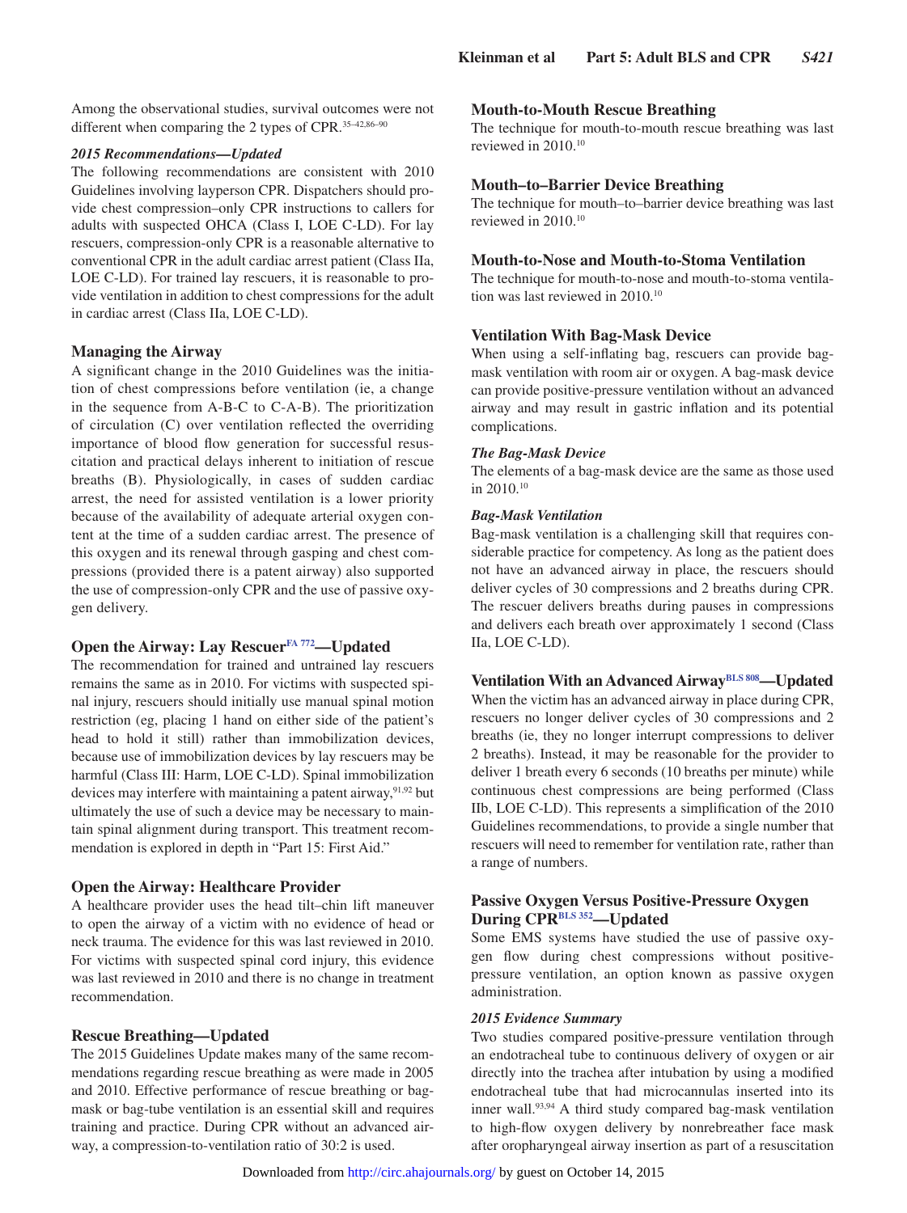Among the observational studies, survival outcomes were not different when comparing the 2 types of CPR.[35–42,86–90]

#### *2015 Recommendations—Updated*

The following recommendations are consistent with 2010 Guidelines involving layperson CPR. Dispatchers should provide chest compression–only CPR instructions to callers for adults with suspected OHCA (Class I, LOE C-LD). For lay rescuers, compression-only CPR is a reasonable alternative to conventional CPR in the adult cardiac arrest patient (Class IIa, LOE C-LD). For trained lay rescuers, it is reasonable to provide ventilation in addition to chest compressions for the adult in cardiac arrest (Class IIa, LOE C-LD).

### Managing the Airway

A significant change in the 2010 Guidelines was the initiation of chest compressions before ventilation (ie, a change in the sequence from A-B-C to C-A-B). The prioritization of circulation (C) over ventilation reflected the overriding importance of blood flow generation for successful resuscitation and practical delays inherent to initiation of rescue breaths (B). Physiologically, in cases of sudden cardiac arrest, the need for assisted ventilation is a lower priority because of the availability of adequate arterial oxygen content at the time of a sudden cardiac arrest. The presence of this oxygen and its renewal through gasping and chest compressions (provided there is a patent airway) also supported the use of compression-only CPR and the use of passive oxygen delivery.

### Open the Airway: Lay Rescuer[FA 772]—Updated

The recommendation for trained and untrained lay rescuers remains the same as in 2010. For victims with suspected spinal injury, rescuers should initially use manual spinal motion restriction (eg, placing 1 hand on either side of the patient's head to hold it still) rather than immobilization devices, because use of immobilization devices by lay rescuers may be harmful (Class III: Harm, LOE C-LD). Spinal immobilization devices may interfere with maintaining a patent airway,[91,92] but ultimately the use of such a device may be necessary to maintain spinal alignment during transport. This treatment recommendation is explored in depth in "Part 15: First Aid."

### Open the Airway: Healthcare Provider

A healthcare provider uses the head tilt–chin lift maneuver to open the airway of a victim with no evidence of head or neck trauma. The evidence for this was last reviewed in 2010. For victims with suspected spinal cord injury, this evidence was last reviewed in 2010 and there is no change in treatment recommendation.

### Rescue Breathing—Updated

The 2015 Guidelines Update makes many of the same recommendations regarding rescue breathing as were made in 2005 and 2010. Effective performance of rescue breathing or bag-mask or bag-tube ventilation is an essential skill and requires training and practice. During CPR without an advanced airway, a compression-to-ventilation ratio of 30:2 is used.

### Mouth-to-Mouth Rescue Breathing

The technique for mouth-to-mouth rescue breathing was last reviewed in 2010.[10]

### Mouth–to–Barrier Device Breathing

The technique for mouth–to–barrier device breathing was last reviewed in 2010.[10]

### Mouth-to-Nose and Mouth-to-Stoma Ventilation

The technique for mouth-to-nose and mouth-to-stoma ventilation was last reviewed in 2010.[10]

### Ventilation With Bag-Mask Device

When using a self-inflating bag, rescuers can provide bag-mask ventilation with room air or oxygen. A bag-mask device can provide positive-pressure ventilation without an advanced airway and may result in gastric inflation and its potential complications.

#### *The Bag-Mask Device*

The elements of a bag-mask device are the same as those used in 2010.[10]

#### *Bag-Mask Ventilation*

Bag-mask ventilation is a challenging skill that requires considerable practice for competency. As long as the patient does not have an advanced airway in place, the rescuers should deliver cycles of 30 compressions and 2 breaths during CPR. The rescuer delivers breaths during pauses in compressions and delivers each breath over approximately 1 second (Class IIa, LOE C-LD).

### Ventilation With an Advanced Airway[BLS 808]—Updated

When the victim has an advanced airway in place during CPR, rescuers no longer deliver cycles of 30 compressions and 2 breaths (ie, they no longer interrupt compressions to deliver 2 breaths). Instead, it may be reasonable for the provider to deliver 1 breath every 6 seconds (10 breaths per minute) while continuous chest compressions are being performed (Class IIb, LOE C-LD). This represents a simplification of the 2010 Guidelines recommendations, to provide a single number that rescuers will need to remember for ventilation rate, rather than a range of numbers.

### Passive Oxygen Versus Positive-Pressure Oxygen During CPR[BLS 352]—Updated

Some EMS systems have studied the use of passive oxygen flow during chest compressions without positive-pressure ventilation, an option known as passive oxygen administration.

#### *2015 Evidence Summary*

Two studies compared positive-pressure ventilation through an endotracheal tube to continuous delivery of oxygen or air directly into the trachea after intubation by using a modified endotracheal tube that had microcannulas inserted into its inner wall.[93,94] A third study compared bag-mask ventilation to high-flow oxygen delivery by nonrebreather face mask after oropharyngeal airway insertion as part of a resuscitation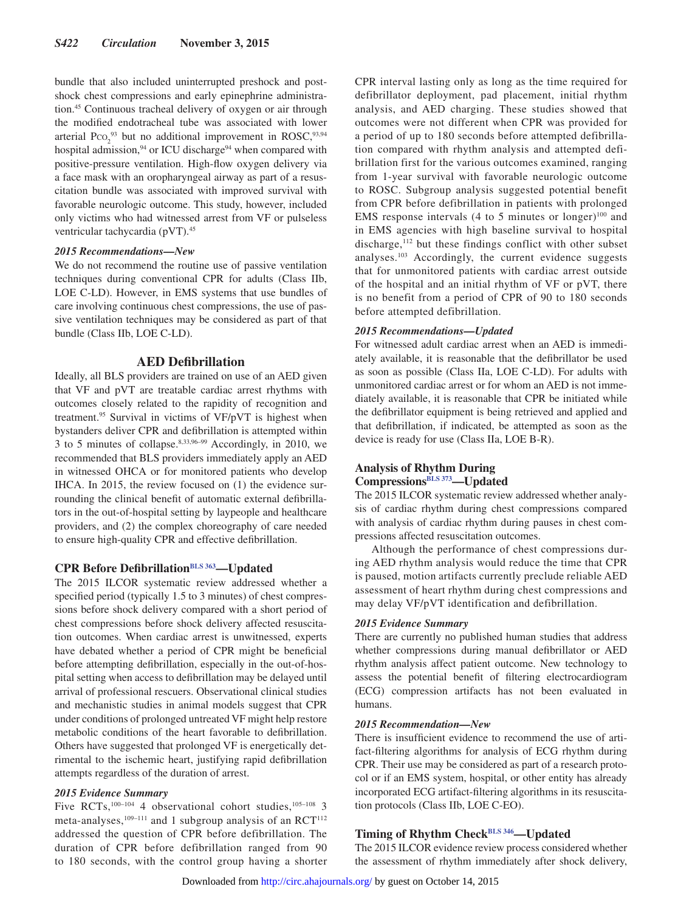bundle that also included uninterrupted preshock and postshock chest compressions and early epinephrine administration.[45] Continuous tracheal delivery of oxygen or air through the modified endotracheal tube was associated with lower arterial $P_{CO_2}$[93] but no additional improvement in ROSC,[93,94] hospital admission,[94] or ICU discharge[94] when compared with positive-pressure ventilation. High-flow oxygen delivery via a face mask with an oropharyngeal airway as part of a resuscitation bundle was associated with improved survival with favorable neurologic outcome. This study, however, included only victims who had witnessed arrest from VF or pulseless ventricular tachycardia (pVT).[45]

#### *2015 Recommendations—New*

We do not recommend the routine use of passive ventilation techniques during conventional CPR for adults (Class IIb, LOE C-LD). However, in EMS systems that use bundles of care involving continuous chest compressions, the use of passive ventilation techniques may be considered as part of that bundle (Class IIb, LOE C-LD).

## AED Defibrillation

Ideally, all BLS providers are trained on use of an AED given that VF and pVT are treatable cardiac arrest rhythms with outcomes closely related to the rapidity of recognition and treatment.[95] Survival in victims of VF/pVT is highest when bystanders deliver CPR and defibrillation is attempted within 3 to 5 minutes of collapse.[8,33,96–99] Accordingly, in 2010, we recommended that BLS providers immediately apply an AED in witnessed OHCA or for monitored patients who develop IHCA. In 2015, the review focused on (1) the evidence surrounding the clinical benefit of automatic external defibrillators in the out-of-hospital setting by laypeople and healthcare providers, and (2) the complex choreography of care needed to ensure high-quality CPR and effective defibrillation.

### CPR Before Defibrillation[BLS 363]—Updated

The 2015 ILCOR systematic review addressed whether a specified period (typically 1.5 to 3 minutes) of chest compressions before shock delivery compared with a short period of chest compressions before shock delivery affected resuscitation outcomes. When cardiac arrest is unwitnessed, experts have debated whether a period of CPR might be beneficial before attempting defibrillation, especially in the out-of-hospital setting when access to defibrillation may be delayed until arrival of professional rescuers. Observational clinical studies and mechanistic studies in animal models suggest that CPR under conditions of prolonged untreated VF might help restore metabolic conditions of the heart favorable to defibrillation. Others have suggested that prolonged VF is energetically detrimental to the ischemic heart, justifying rapid defibrillation attempts regardless of the duration of arrest.

#### *2015 Evidence Summary*

Five RCTs,[100–104] 4 observational cohort studies,[105–108] 3 meta-analyses,[109–111] and 1 subgroup analysis of an RCT[112] addressed the question of CPR before defibrillation. The duration of CPR before defibrillation ranged from 90 to 180 seconds, with the control group having a shorter CPR interval lasting only as long as the time required for defibrillator deployment, pad placement, initial rhythm analysis, and AED charging. These studies showed that outcomes were not different when CPR was provided for a period of up to 180 seconds before attempted defibrillation compared with rhythm analysis and attempted defibrillation first for the various outcomes examined, ranging from 1-year survival with favorable neurologic outcome to ROSC. Subgroup analysis suggested potential benefit from CPR before defibrillation in patients with prolonged EMS response intervals (4 to 5 minutes or longer)[100] and in EMS agencies with high baseline survival to hospital discharge,[112] but these findings conflict with other subset analyses.[103] Accordingly, the current evidence suggests that for unmonitored patients with cardiac arrest outside of the hospital and an initial rhythm of VF or pVT, there is no benefit from a period of CPR of 90 to 180 seconds before attempted defibrillation.

#### *2015 Recommendations—Updated*

For witnessed adult cardiac arrest when an AED is immediately available, it is reasonable that the defibrillator be used as soon as possible (Class IIa, LOE C-LD). For adults with unmonitored cardiac arrest or for whom an AED is not immediately available, it is reasonable that CPR be initiated while the defibrillator equipment is being retrieved and applied and that defibrillation, if indicated, be attempted as soon as the device is ready for use (Class IIa, LOE B-R).

### Analysis of Rhythm During Compressions[BLS 373]—Updated

The 2015 ILCOR systematic review addressed whether analysis of cardiac rhythm during chest compressions compared with analysis of cardiac rhythm during pauses in chest compressions affected resuscitation outcomes.

Although the performance of chest compressions during AED rhythm analysis would reduce the time that CPR is paused, motion artifacts currently preclude reliable AED assessment of heart rhythm during chest compressions and may delay VF/pVT identification and defibrillation.

#### *2015 Evidence Summary*

There are currently no published human studies that address whether compressions during manual defibrillator or AED rhythm analysis affect patient outcome. New technology to assess the potential benefit of filtering electrocardiogram (ECG) compression artifacts has not been evaluated in humans.

#### *2015 Recommendation—New*

There is insufficient evidence to recommend the use of artifact-filtering algorithms for analysis of ECG rhythm during CPR. Their use may be considered as part of a research protocol or if an EMS system, hospital, or other entity has already incorporated ECG artifact-filtering algorithms in its resuscitation protocols (Class IIb, LOE C-EO).

### Timing of Rhythm Check[BLS 346]—Updated

The 2015 ILCOR evidence review process considered whether the assessment of rhythm immediately after shock delivery,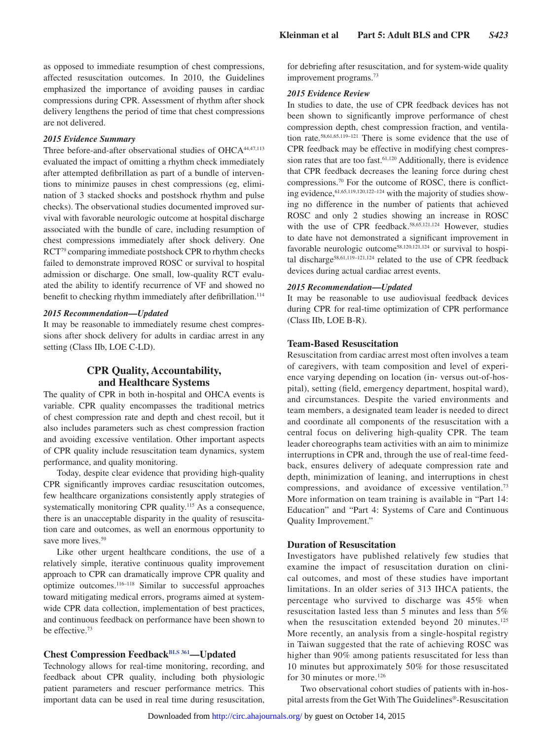as opposed to immediate resumption of chest compressions, affected resuscitation outcomes. In 2010, the Guidelines emphasized the importance of avoiding pauses in cardiac compressions during CPR. Assessment of rhythm after shock delivery lengthens the period of time that chest compressions are not delivered.

*2015 Evidence Summary*

Three before-and-after observational studies of OHCA[44,47,113] evaluated the impact of omitting a rhythm check immediately after attempted defibrillation as part of a bundle of interventions to minimize pauses in chest compressions (eg, elimination of 3 stacked shocks and postshock rhythm and pulse checks). The observational studies documented improved survival with favorable neurologic outcome at hospital discharge associated with the bundle of care, including resumption of chest compressions immediately after shock delivery. One RCT[79] comparing immediate postshock CPR to rhythm checks failed to demonstrate improved ROSC or survival to hospital admission or discharge. One small, low-quality RCT evaluated the ability to identify recurrence of VF and showed no benefit to checking rhythm immediately after defibrillation.[114]

*2015 Recommendation—Updated*

It may be reasonable to immediately resume chest compressions after shock delivery for adults in cardiac arrest in any setting (Class IIb, LOE C-LD).

## CPR Quality, Accountability, and Healthcare Systems

The quality of CPR in both in-hospital and OHCA events is variable. CPR quality encompasses the traditional metrics of chest compression rate and depth and chest recoil, but it also includes parameters such as chest compression fraction and avoiding excessive ventilation. Other important aspects of CPR quality include resuscitation team dynamics, system performance, and quality monitoring.

Today, despite clear evidence that providing high-quality CPR significantly improves cardiac resuscitation outcomes, few healthcare organizations consistently apply strategies of systematically monitoring CPR quality.[115] As a consequence, there is an unacceptable disparity in the quality of resuscitation care and outcomes, as well an enormous opportunity to save more lives.[59]

Like other urgent healthcare conditions, the use of a relatively simple, iterative continuous quality improvement approach to CPR can dramatically improve CPR quality and optimize outcomes.[116–118] Similar to successful approaches toward mitigating medical errors, programs aimed at system-wide CPR data collection, implementation of best practices, and continuous feedback on performance have been shown to be effective.[73]

### Chest Compression Feedback[BLS 361]—Updated

Technology allows for real-time monitoring, recording, and feedback about CPR quality, including both physiologic patient parameters and rescuer performance metrics. This important data can be used in real time during resuscitation, for debriefing after resuscitation, and for system-wide quality improvement programs.[73]

*2015 Evidence Review*

In studies to date, the use of CPR feedback devices has not been shown to significantly improve performance of chest compression depth, chest compression fraction, and ventilation rate.[58,61,65,119–121] There is some evidence that the use of CPR feedback may be effective in modifying chest compression rates that are too fast.[61,120] Additionally, there is evidence that CPR feedback decreases the leaning force during chest compressions.[70] For the outcome of ROSC, there is conflicting evidence,[61,65,119,120,122–124] with the majority of studies showing no difference in the number of patients that achieved ROSC and only 2 studies showing an increase in ROSC with the use of CPR feedback.[58,65,121,124] However, studies to date have not demonstrated a significant improvement in favorable neurologic outcome[58,120,121,124] or survival to hospital discharge[58,61,119–121,124] related to the use of CPR feedback devices during actual cardiac arrest events.

*2015 Recommendation—Updated*

It may be reasonable to use audiovisual feedback devices during CPR for real-time optimization of CPR performance (Class IIb, LOE B-R).

### Team-Based Resuscitation

Resuscitation from cardiac arrest most often involves a team of caregivers, with team composition and level of experience varying depending on location (in- versus out-of-hospital), setting (field, emergency department, hospital ward), and circumstances. Despite the varied environments and team members, a designated team leader is needed to direct and coordinate all components of the resuscitation with a central focus on delivering high-quality CPR. The team leader choreographs team activities with an aim to minimize interruptions in CPR and, through the use of real-time feedback, ensures delivery of adequate compression rate and depth, minimization of leaning, and interruptions in chest compressions, and avoidance of excessive ventilation.[73] More information on team training is available in "Part 14: Education" and "Part 4: Systems of Care and Continuous Quality Improvement."

### Duration of Resuscitation

Investigators have published relatively few studies that examine the impact of resuscitation duration on clinical outcomes, and most of these studies have important limitations. In an older series of 313 IHCA patients, the percentage who survived to discharge was 45% when resuscitation lasted less than 5 minutes and less than 5% when the resuscitation extended beyond 20 minutes.[125] More recently, an analysis from a single-hospital registry in Taiwan suggested that the rate of achieving ROSC was higher than 90% among patients resuscitated for less than 10 minutes but approximately 50% for those resuscitated for 30 minutes or more.[126]

Two observational cohort studies of patients with in-hospital arrests from the Get With The Guidelines®-Resuscitation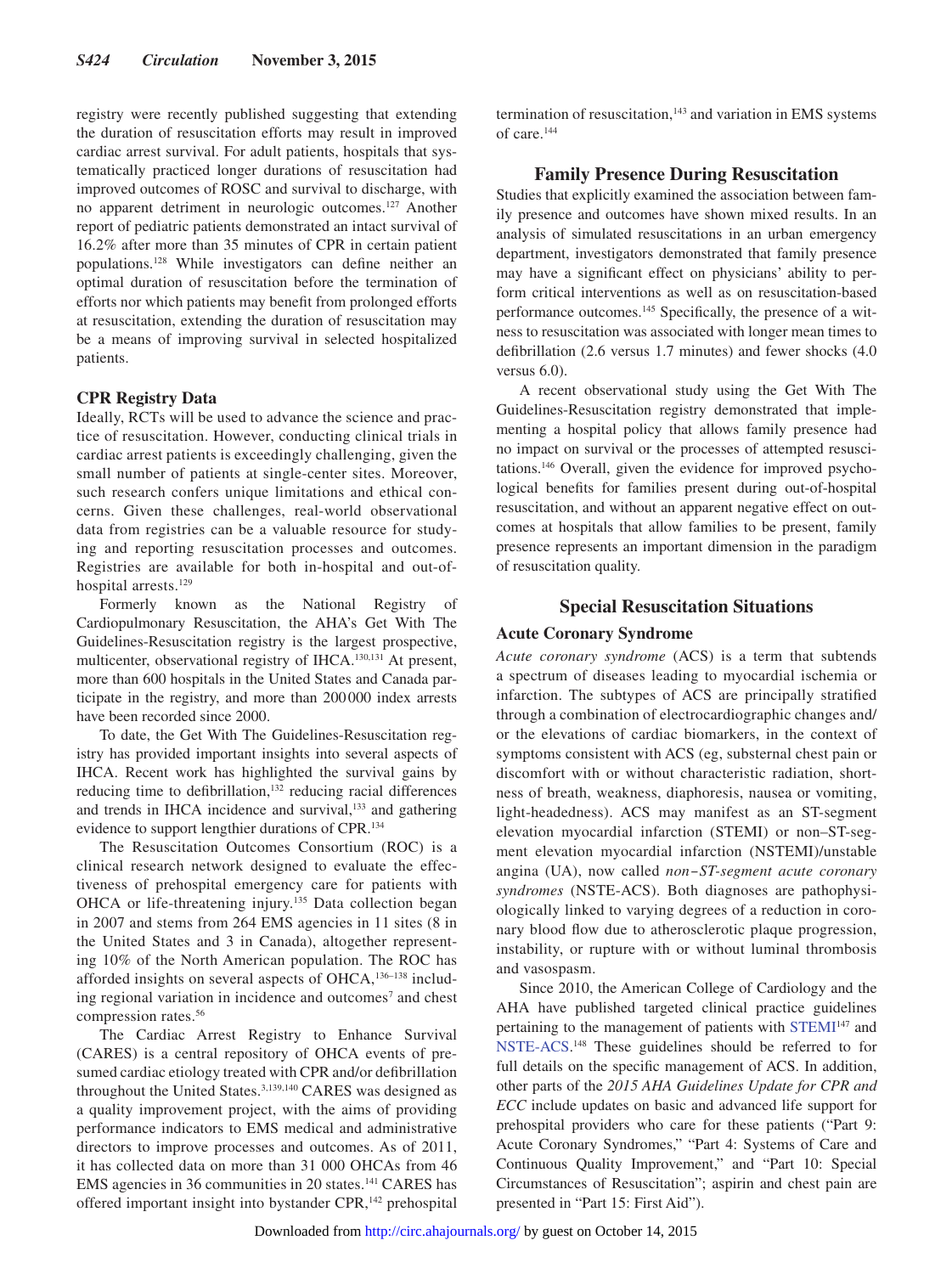registry were recently published suggesting that extending the duration of resuscitation efforts may result in improved cardiac arrest survival. For adult patients, hospitals that systematically practiced longer durations of resuscitation had improved outcomes of ROSC and survival to discharge, with no apparent detriment in neurologic outcomes.[127] Another report of pediatric patients demonstrated an intact survival of 16.2% after more than 35 minutes of CPR in certain patient populations.[128] While investigators can define neither an optimal duration of resuscitation before the termination of efforts nor which patients may benefit from prolonged efforts at resuscitation, extending the duration of resuscitation may be a means of improving survival in selected hospitalized patients.

### CPR Registry Data

Ideally, RCTs will be used to advance the science and practice of resuscitation. However, conducting clinical trials in cardiac arrest patients is exceedingly challenging, given the small number of patients at single-center sites. Moreover, such research confers unique limitations and ethical concerns. Given these challenges, real-world observational data from registries can be a valuable resource for studying and reporting resuscitation processes and outcomes. Registries are available for both in-hospital and out-of-hospital arrests.[129]

Formerly known as the National Registry of Cardiopulmonary Resuscitation, the AHA's Get With The Guidelines-Resuscitation registry is the largest prospective, multicenter, observational registry of IHCA.[130,131] At present, more than 600 hospitals in the United States and Canada participate in the registry, and more than 200 000 index arrests have been recorded since 2000.

To date, the Get With The Guidelines-Resuscitation registry has provided important insights into several aspects of IHCA. Recent work has highlighted the survival gains by reducing time to defibrillation,[132] reducing racial differences and trends in IHCA incidence and survival,[133] and gathering evidence to support lengthier durations of CPR.[134]

The Resuscitation Outcomes Consortium (ROC) is a clinical research network designed to evaluate the effectiveness of prehospital emergency care for patients with OHCA or life-threatening injury.[135] Data collection began in 2007 and stems from 264 EMS agencies in 11 sites (8 in the United States and 3 in Canada), altogether representing 10% of the North American population. The ROC has afforded insights on several aspects of OHCA,[136–138] including regional variation in incidence and outcomes[7] and chest compression rates.[56]

The Cardiac Arrest Registry to Enhance Survival (CARES) is a central repository of OHCA events of presumed cardiac etiology treated with CPR and/or defibrillation throughout the United States.[3,139,140] CARES was designed as a quality improvement project, with the aims of providing performance indicators to EMS medical and administrative directors to improve processes and outcomes. As of 2011, it has collected data on more than 31 000 OHCAs from 46 EMS agencies in 36 communities in 20 states.[141] CARES has offered important insight into bystander CPR,[142] prehospital termination of resuscitation,[143] and variation in EMS systems of care.[144]

## Family Presence During Resuscitation

Studies that explicitly examined the association between family presence and outcomes have shown mixed results. In an analysis of simulated resuscitations in an urban emergency department, investigators demonstrated that family presence may have a significant effect on physicians' ability to perform critical interventions as well as on resuscitation-based performance outcomes.[145] Specifically, the presence of a witness to resuscitation was associated with longer mean times to defibrillation (2.6 versus 1.7 minutes) and fewer shocks (4.0 versus 6.0).

A recent observational study using the Get With The Guidelines-Resuscitation registry demonstrated that implementing a hospital policy that allows family presence had no impact on survival or the processes of attempted resuscitations.[146] Overall, given the evidence for improved psychological benefits for families present during out-of-hospital resuscitation, and without an apparent negative effect on outcomes at hospitals that allow families to be present, family presence represents an important dimension in the paradigm of resuscitation quality.

## Special Resuscitation Situations

### Acute Coronary Syndrome

*Acute coronary syndrome* (ACS) is a term that subtends a spectrum of diseases leading to myocardial ischemia or infarction. The subtypes of ACS are principally stratified through a combination of electrocardiographic changes and/or the elevations of cardiac biomarkers, in the context of symptoms consistent with ACS (eg, substernal chest pain or discomfort with or without characteristic radiation, shortness of breath, weakness, diaphoresis, nausea or vomiting, light-headedness). ACS may manifest as an ST-segment elevation myocardial infarction (STEMI) or non–ST-segment elevation myocardial infarction (NSTEMI)/unstable angina (UA), now called *non–ST-segment acute coronary syndromes* (NSTE-ACS). Both diagnoses are pathophysiologically linked to varying degrees of a reduction in coronary blood flow due to atherosclerotic plaque progression, instability, or rupture with or without luminal thrombosis and vasospasm.

Since 2010, the American College of Cardiology and the AHA have published targeted clinical practice guidelines pertaining to the management of patients with STEMI[147] and NSTE-ACS.[148] These guidelines should be referred to for full details on the specific management of ACS. In addition, other parts of the *2015 AHA Guidelines Update for CPR and ECC* include updates on basic and advanced life support for prehospital providers who care for these patients ("Part 9: Acute Coronary Syndromes," "Part 4: Systems of Care and Continuous Quality Improvement," and "Part 10: Special Circumstances of Resuscitation"; aspirin and chest pain are presented in "Part 15: First Aid").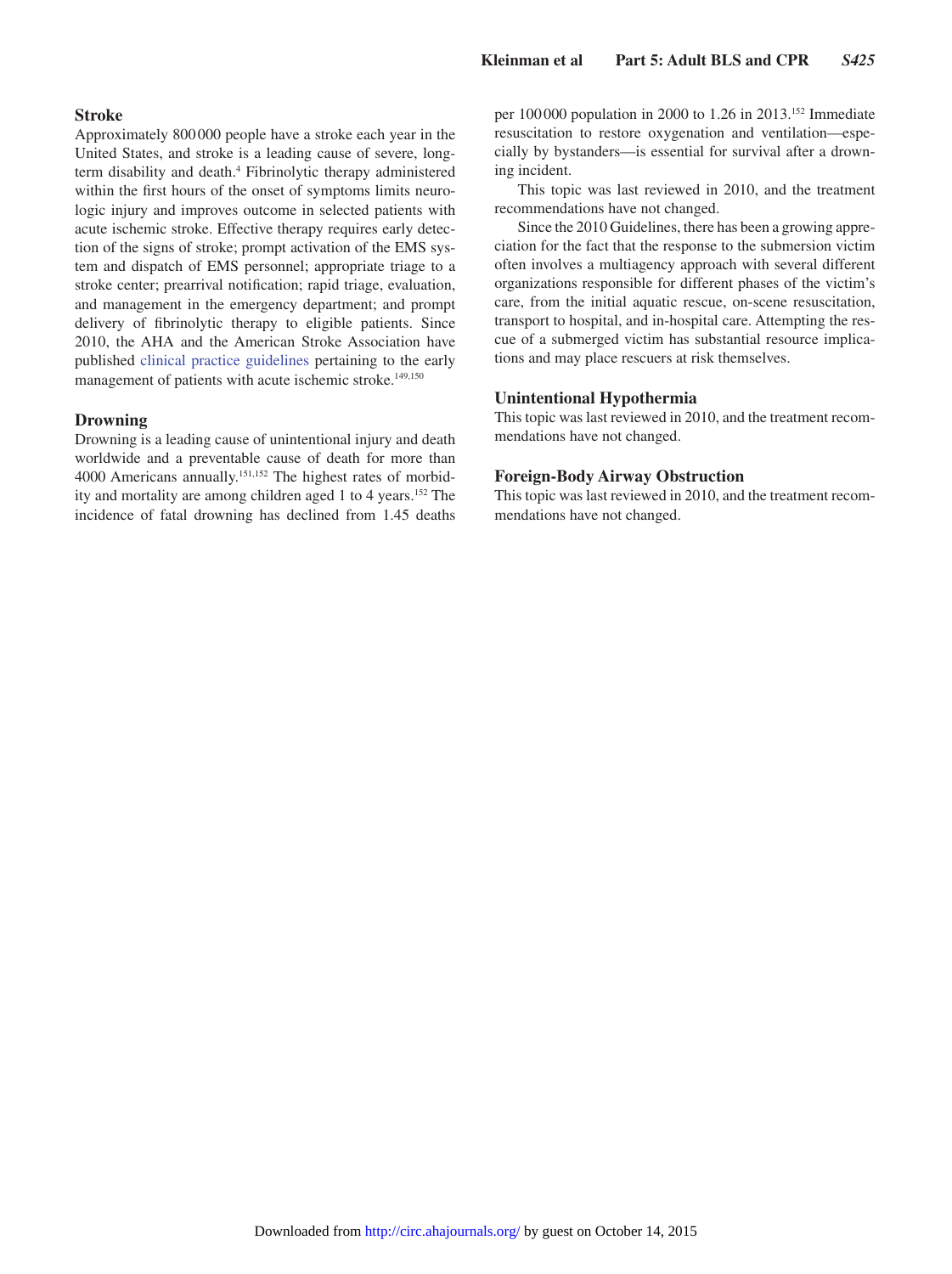### Stroke

Approximately 800 000 people have a stroke each year in the United States, and stroke is a leading cause of severe, long-term disability and death.[4] Fibrinolytic therapy administered within the first hours of the onset of symptoms limits neurologic injury and improves outcome in selected patients with acute ischemic stroke. Effective therapy requires early detection of the signs of stroke; prompt activation of the EMS system and dispatch of EMS personnel; appropriate triage to a stroke center; prearrival notification; rapid triage, evaluation, and management in the emergency department; and prompt delivery of fibrinolytic therapy to eligible patients. Since 2010, the AHA and the American Stroke Association have published clinical practice guidelines pertaining to the early management of patients with acute ischemic stroke.[149,150]

### Drowning

Drowning is a leading cause of unintentional injury and death worldwide and a preventable cause of death for more than 4000 Americans annually.[151,152] The highest rates of morbidity and mortality are among children aged 1 to 4 years.[152] The incidence of fatal drowning has declined from 1.45 deaths per 100 000 population in 2000 to 1.26 in 2013.[152] Immediate resuscitation to restore oxygenation and ventilation—especially by bystanders—is essential for survival after a drowning incident.

This topic was last reviewed in 2010, and the treatment recommendations have not changed.

Since the 2010 Guidelines, there has been a growing appreciation for the fact that the response to the submersion victim often involves a multiagency approach with several different organizations responsible for different phases of the victim's care, from the initial aquatic rescue, on-scene resuscitation, transport to hospital, and in-hospital care. Attempting the rescue of a submerged victim has substantial resource implications and may place rescuers at risk themselves.

### Unintentional Hypothermia

This topic was last reviewed in 2010, and the treatment recommendations have not changed.

### Foreign-Body Airway Obstruction

This topic was last reviewed in 2010, and the treatment recommendations have not changed.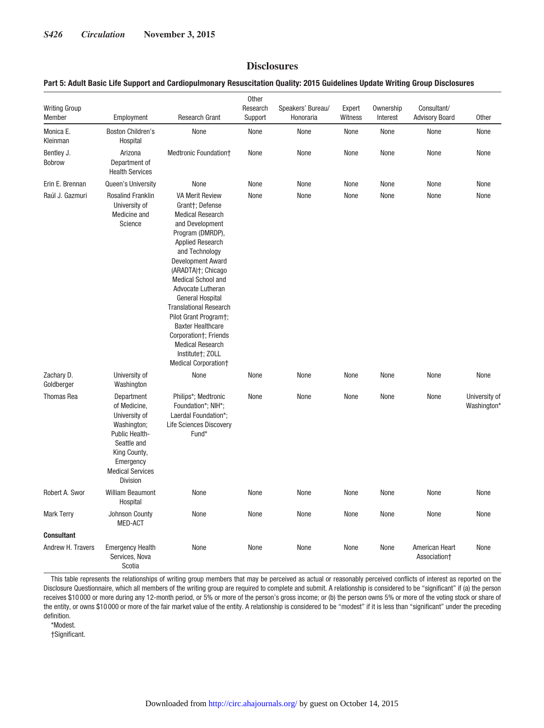## Disclosures

**Part 5: Adult Basic Life Support and Cardiopulmonary Resuscitation Quality: 2015 Guidelines Update Writing Group Disclosures**

| Writing Group Member | Employment | Research Grant | Other Research Support | Speakers' Bureau/ Honoraria | Expert Witness | Ownership Interest | Consultant/ Advisory Board | Other |
|---|---|---|---|---|---|---|---|---|
| Monica E. Kleinman | Boston Children's Hospital | None | None | None | None | None | None | None |
| Bentley J. Bobrow | Arizona Department of Health Services | Medtronic Foundation† | None | None | None | None | None | None |
| Erin E. Brennan | Queen's University | None | None | None | None | None | None | None |
| Raúl J. Gazmuri | Rosalind Franklin University of Medicine and Science | VA Merit Review Grant†; Defense Medical Research and Development Program (DMRDP), Applied Research and Technology Development Award (ARADTA)†; Chicago Medical School and Advocate Lutheran General Hospital Translational Research Pilot Grant Program†; Baxter Healthcare Corporation†; Friends Medical Research Institute†; ZOLL Medical Corporation† | None | None | None | None | None | None |
| Zachary D. Goldberger | University of Washington | None | None | None | None | None | None | None |
| Thomas Rea | Department of Medicine, University of Washington; Public Health-Seattle and King County, Emergency Medical Services Division | Philips*; Medtronic Foundation*; NIH*; Laerdal Foundation*; Life Sciences Discovery Fund* | None | None | None | None | None | University of Washington* |
| Robert A. Swor | William Beaumont Hospital | None | None | None | None | None | None | None |
| Mark Terry | Johnson County MED-ACT | None | None | None | None | None | None | None |
| **Consultant** | | | | | | | | |
| Andrew H. Travers | Emergency Health Services, Nova Scotia | None | None | None | None | None | American Heart Association† | None |

This table represents the relationships of writing group members that may be perceived as actual or reasonably perceived conflicts of interest as reported on the Disclosure Questionnaire, which all members of the writing group are required to complete and submit. A relationship is considered to be "significant" if (a) the person receives $10 000 or more during any 12-month period, or 5% or more of the person's gross income; or (b) the person owns 5% or more of the voting stock or share of the entity, or owns $10 000 or more of the fair market value of the entity. A relationship is considered to be "modest" if it is less than "significant" under the preceding definition.

*Modest.

†Significant.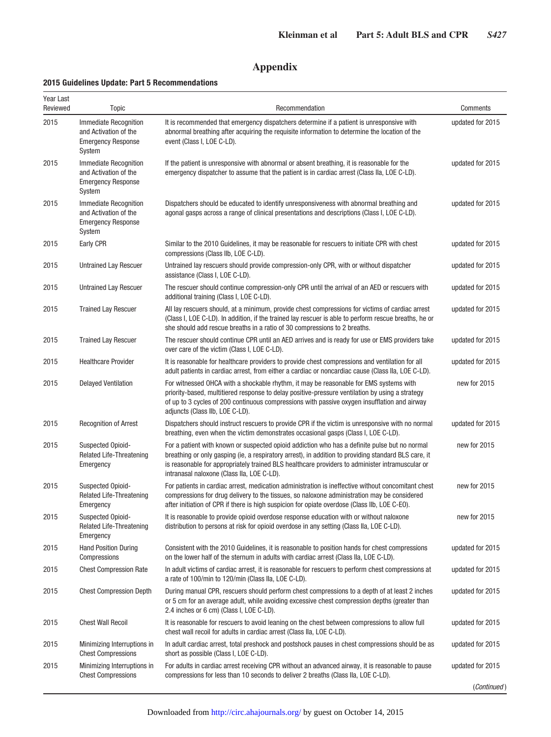# Appendix

**2015 Guidelines Update: Part 5 Recommendations**

| Year Last Reviewed | Topic | Recommendation | Comments |
|---|---|---|---|
| 2015 | Immediate Recognition and Activation of the Emergency Response System | It is recommended that emergency dispatchers determine if a patient is unresponsive with abnormal breathing after acquiring the requisite information to determine the location of the event (Class I, LOE C-LD). | updated for 2015 |
| 2015 | Immediate Recognition and Activation of the Emergency Response System | If the patient is unresponsive with abnormal or absent breathing, it is reasonable for the emergency dispatcher to assume that the patient is in cardiac arrest (Class IIa, LOE C-LD). | updated for 2015 |
| 2015 | Immediate Recognition and Activation of the Emergency Response System | Dispatchers should be educated to identify unresponsiveness with abnormal breathing and agonal gasps across a range of clinical presentations and descriptions (Class I, LOE C-LD). | updated for 2015 |
| 2015 | Early CPR | Similar to the 2010 Guidelines, it may be reasonable for rescuers to initiate CPR with chest compressions (Class IIb, LOE C-LD). | updated for 2015 |
| 2015 | Untrained Lay Rescuer | Untrained lay rescuers should provide compression-only CPR, with or without dispatcher assistance (Class I, LOE C-LD). | updated for 2015 |
| 2015 | Untrained Lay Rescuer | The rescuer should continue compression-only CPR until the arrival of an AED or rescuers with additional training (Class I, LOE C-LD). | updated for 2015 |
| 2015 | Trained Lay Rescuer | All lay rescuers should, at a minimum, provide chest compressions for victims of cardiac arrest (Class I, LOE C-LD). In addition, if the trained lay rescuer is able to perform rescue breaths, he or she should add rescue breaths in a ratio of 30 compressions to 2 breaths. | updated for 2015 |
| 2015 | Trained Lay Rescuer | The rescuer should continue CPR until an AED arrives and is ready for use or EMS providers take over care of the victim (Class I, LOE C-LD). | updated for 2015 |
| 2015 | Healthcare Provider | It is reasonable for healthcare providers to provide chest compressions and ventilation for all adult patients in cardiac arrest, from either a cardiac or noncardiac cause (Class IIa, LOE C-LD). | updated for 2015 |
| 2015 | Delayed Ventilation | For witnessed OHCA with a shockable rhythm, it may be reasonable for EMS systems with priority-based, multitiered response to delay positive-pressure ventilation by using a strategy of up to 3 cycles of 200 continuous compressions with passive oxygen insufflation and airway adjuncts (Class IIb, LOE C-LD). | new for 2015 |
| 2015 | Recognition of Arrest | Dispatchers should instruct rescuers to provide CPR if the victim is unresponsive with no normal breathing, even when the victim demonstrates occasional gasps (Class I, LOE C-LD). | updated for 2015 |
| 2015 | Suspected Opioid-Related Life-Threatening Emergency | For a patient with known or suspected opioid addiction who has a definite pulse but no normal breathing or only gasping (ie, a respiratory arrest), in addition to providing standard BLS care, it is reasonable for appropriately trained BLS healthcare providers to administer intramuscular or intranasal naloxone (Class IIa, LOE C-LD). | new for 2015 |
| 2015 | Suspected Opioid-Related Life-Threatening Emergency | For patients in cardiac arrest, medication administration is ineffective without concomitant chest compressions for drug delivery to the tissues, so naloxone administration may be considered after initiation of CPR if there is high suspicion for opiate overdose (Class IIb, LOE C-EO). | new for 2015 |
| 2015 | Suspected Opioid-Related Life-Threatening Emergency | It is reasonable to provide opioid overdose response education with or without naloxone distribution to persons at risk for opioid overdose in any setting (Class IIa, LOE C-LD). | new for 2015 |
| 2015 | Hand Position During Compressions | Consistent with the 2010 Guidelines, it is reasonable to position hands for chest compressions on the lower half of the sternum in adults with cardiac arrest (Class IIa, LOE C-LD). | updated for 2015 |
| 2015 | Chest Compression Rate | In adult victims of cardiac arrest, it is reasonable for rescuers to perform chest compressions at a rate of 100/min to 120/min (Class IIa, LOE C-LD). | updated for 2015 |
| 2015 | Chest Compression Depth | During manual CPR, rescuers should perform chest compressions to a depth of at least 2 inches or 5 cm for an average adult, while avoiding excessive chest compression depths (greater than 2.4 inches or 6 cm) (Class I, LOE C-LD). | updated for 2015 |
| 2015 | Chest Wall Recoil | It is reasonable for rescuers to avoid leaning on the chest between compressions to allow full chest wall recoil for adults in cardiac arrest (Class IIa, LOE C-LD). | updated for 2015 |
| 2015 | Minimizing Interruptions in Chest Compressions | In adult cardiac arrest, total preshock and postshock pauses in chest compressions should be as short as possible (Class I, LOE C-LD). | updated for 2015 |
| 2015 | Minimizing Interruptions in Chest Compressions | For adults in cardiac arrest receiving CPR without an advanced airway, it is reasonable to pause compressions for less than 10 seconds to deliver 2 breaths (Class IIa, LOE C-LD). | updated for 2015 |

(*Continued*)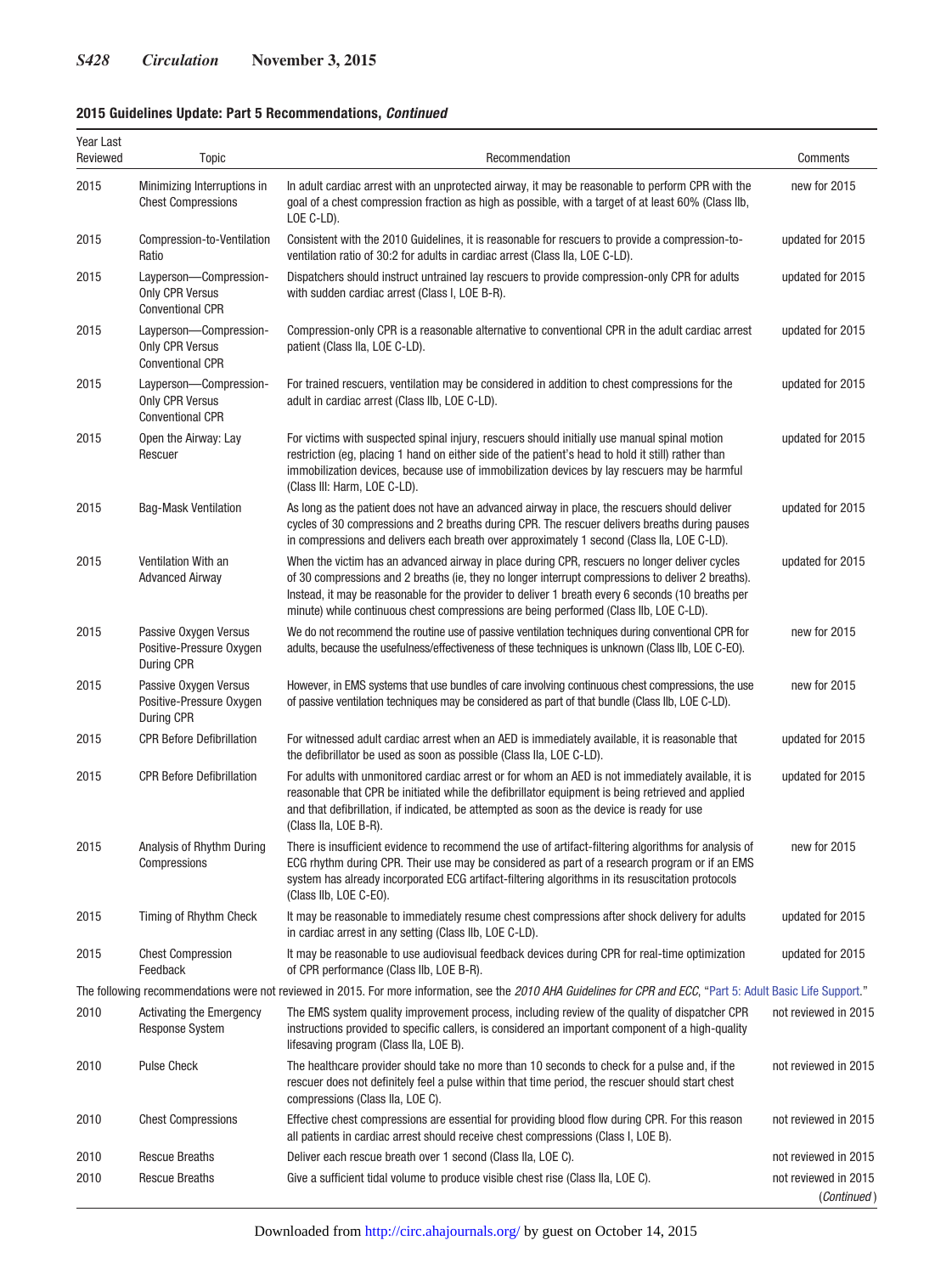**2015 Guidelines Update: Part 5 Recommendations, *Continued***

| Year Last Reviewed | Topic | Recommendation | Comments |
|---|---|---|---|
| 2015 | Minimizing Interruptions in Chest Compressions | In adult cardiac arrest with an unprotected airway, it may be reasonable to perform CPR with the goal of a chest compression fraction as high as possible, with a target of at least 60% (Class IIb, LOE C-LD). | new for 2015 |
| 2015 | Compression-to-Ventilation Ratio | Consistent with the 2010 Guidelines, it is reasonable for rescuers to provide a compression-to-ventilation ratio of 30:2 for adults in cardiac arrest (Class IIa, LOE C-LD). | updated for 2015 |
| 2015 | Layperson—Compression-Only CPR Versus Conventional CPR | Dispatchers should instruct untrained lay rescuers to provide compression-only CPR for adults with sudden cardiac arrest (Class I, LOE B-R). | updated for 2015 |
| 2015 | Layperson—Compression-Only CPR Versus Conventional CPR | Compression-only CPR is a reasonable alternative to conventional CPR in the adult cardiac arrest patient (Class IIa, LOE C-LD). | updated for 2015 |
| 2015 | Layperson—Compression-Only CPR Versus Conventional CPR | For trained rescuers, ventilation may be considered in addition to chest compressions for the adult in cardiac arrest (Class IIb, LOE C-LD). | updated for 2015 |
| 2015 | Open the Airway: Lay Rescuer | For victims with suspected spinal injury, rescuers should initially use manual spinal motion restriction (eg, placing 1 hand on either side of the patient's head to hold it still) rather than immobilization devices, because use of immobilization devices by lay rescuers may be harmful (Class III: Harm, LOE C-LD). | updated for 2015 |
| 2015 | Bag-Mask Ventilation | As long as the patient does not have an advanced airway in place, the rescuers should deliver cycles of 30 compressions and 2 breaths during CPR. The rescuer delivers breaths during pauses in compressions and delivers each breath over approximately 1 second (Class IIa, LOE C-LD). | updated for 2015 |
| 2015 | Ventilation With an Advanced Airway | When the victim has an advanced airway in place during CPR, rescuers no longer deliver cycles of 30 compressions and 2 breaths (ie, they no longer interrupt compressions to deliver 2 breaths). Instead, it may be reasonable for the provider to deliver 1 breath every 6 seconds (10 breaths per minute) while continuous chest compressions are being performed (Class IIb, LOE C-LD). | updated for 2015 |
| 2015 | Passive Oxygen Versus Positive-Pressure Oxygen During CPR | We do not recommend the routine use of passive ventilation techniques during conventional CPR for adults, because the usefulness/effectiveness of these techniques is unknown (Class IIb, LOE C-EO). | new for 2015 |
| 2015 | Passive Oxygen Versus Positive-Pressure Oxygen During CPR | However, in EMS systems that use bundles of care involving continuous chest compressions, the use of passive ventilation techniques may be considered as part of that bundle (Class IIb, LOE C-LD). | new for 2015 |
| 2015 | CPR Before Defibrillation | For witnessed adult cardiac arrest when an AED is immediately available, it is reasonable that the defibrillator be used as soon as possible (Class IIa, LOE C-LD). | updated for 2015 |
| 2015 | CPR Before Defibrillation | For adults with unmonitored cardiac arrest or for whom an AED is not immediately available, it is reasonable that CPR be initiated while the defibrillator equipment is being retrieved and applied and that defibrillation, if indicated, be attempted as soon as the device is ready for use (Class IIa, LOE B-R). | updated for 2015 |
| 2015 | Analysis of Rhythm During Compressions | There is insufficient evidence to recommend the use of artifact-filtering algorithms for analysis of ECG rhythm during CPR. Their use may be considered as part of a research program or if an EMS system has already incorporated ECG artifact-filtering algorithms in its resuscitation protocols (Class IIb, LOE C-EO). | new for 2015 |
| 2015 | Timing of Rhythm Check | It may be reasonable to immediately resume chest compressions after shock delivery for adults in cardiac arrest in any setting (Class IIb, LOE C-LD). | updated for 2015 |
| 2015 | Chest Compression Feedback | It may be reasonable to use audiovisual feedback devices during CPR for real-time optimization of CPR performance (Class IIb, LOE B-R). | updated for 2015 |
| The following recommendations were not reviewed in 2015. For more information, see the *2010 AHA Guidelines for CPR and ECC*, "Part 5: Adult Basic Life Support." | | | |
| 2010 | Activating the Emergency Response System | The EMS system quality improvement process, including review of the quality of dispatcher CPR instructions provided to specific callers, is considered an important component of a high-quality lifesaving program (Class IIa, LOE B). | not reviewed in 2015 |
| 2010 | Pulse Check | The healthcare provider should take no more than 10 seconds to check for a pulse and, if the rescuer does not definitely feel a pulse within that time period, the rescuer should start chest compressions (Class IIa, LOE C). | not reviewed in 2015 |
| 2010 | Chest Compressions | Effective chest compressions are essential for providing blood flow during CPR. For this reason all patients in cardiac arrest should receive chest compressions (Class I, LOE B). | not reviewed in 2015 |
| 2010 | Rescue Breaths | Deliver each rescue breath over 1 second (Class IIa, LOE C). | not reviewed in 2015 |
| 2010 | Rescue Breaths | Give a sufficient tidal volume to produce visible chest rise (Class IIa, LOE C). | not reviewed in 2015 |

(*Continued*)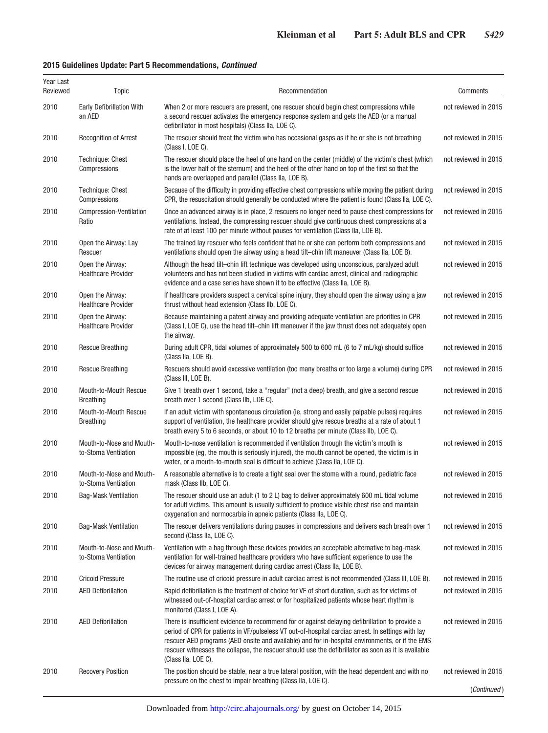**2015 Guidelines Update: Part 5 Recommendations, *Continued***

| Year Last Reviewed | Topic | Recommendation | Comments |
|---|---|---|---|
| 2010 | Early Defibrillation With an AED | When 2 or more rescuers are present, one rescuer should begin chest compressions while a second rescuer activates the emergency response system and gets the AED (or a manual defibrillator in most hospitals) (Class IIa, LOE C). | not reviewed in 2015 |
| 2010 | Recognition of Arrest | The rescuer should treat the victim who has occasional gasps as if he or she is not breathing (Class I, LOE C). | not reviewed in 2015 |
| 2010 | Technique: Chest Compressions | The rescuer should place the heel of one hand on the center (middle) of the victim's chest (which is the lower half of the sternum) and the heel of the other hand on top of the first so that the hands are overlapped and parallel (Class IIa, LOE B). | not reviewed in 2015 |
| 2010 | Technique: Chest Compressions | Because of the difficulty in providing effective chest compressions while moving the patient during CPR, the resuscitation should generally be conducted where the patient is found (Class IIa, LOE C). | not reviewed in 2015 |
| 2010 | Compression-Ventilation Ratio | Once an advanced airway is in place, 2 rescuers no longer need to pause chest compressions for ventilations. Instead, the compressing rescuer should give continuous chest compressions at a rate of at least 100 per minute without pauses for ventilation (Class IIa, LOE B). | not reviewed in 2015 |
| 2010 | Open the Airway: Lay Rescuer | The trained lay rescuer who feels confident that he or she can perform both compressions and ventilations should open the airway using a head tilt–chin lift maneuver (Class IIa, LOE B). | not reviewed in 2015 |
| 2010 | Open the Airway: Healthcare Provider | Although the head tilt–chin lift technique was developed using unconscious, paralyzed adult volunteers and has not been studied in victims with cardiac arrest, clinical and radiographic evidence and a case series have shown it to be effective (Class IIa, LOE B). | not reviewed in 2015 |
| 2010 | Open the Airway: Healthcare Provider | If healthcare providers suspect a cervical spine injury, they should open the airway using a jaw thrust without head extension (Class IIb, LOE C). | not reviewed in 2015 |
| 2010 | Open the Airway: Healthcare Provider | Because maintaining a patent airway and providing adequate ventilation are priorities in CPR (Class I, LOE C), use the head tilt–chin lift maneuver if the jaw thrust does not adequately open the airway. | not reviewed in 2015 |
| 2010 | Rescue Breathing | During adult CPR, tidal volumes of approximately 500 to 600 mL (6 to 7 mL/kg) should suffice (Class IIa, LOE B). | not reviewed in 2015 |
| 2010 | Rescue Breathing | Rescuers should avoid excessive ventilation (too many breaths or too large a volume) during CPR (Class III, LOE B). | not reviewed in 2015 |
| 2010 | Mouth-to-Mouth Rescue Breathing | Give 1 breath over 1 second, take a "regular" (not a deep) breath, and give a second rescue breath over 1 second (Class IIb, LOE C). | not reviewed in 2015 |
| 2010 | Mouth-to-Mouth Rescue Breathing | If an adult victim with spontaneous circulation (ie, strong and easily palpable pulses) requires support of ventilation, the healthcare provider should give rescue breaths at a rate of about 1 breath every 5 to 6 seconds, or about 10 to 12 breaths per minute (Class IIb, LOE C). | not reviewed in 2015 |
| 2010 | Mouth-to-Nose and Mouth-to-Stoma Ventilation | Mouth-to-nose ventilation is recommended if ventilation through the victim's mouth is impossible (eg, the mouth is seriously injured), the mouth cannot be opened, the victim is in water, or a mouth-to-mouth seal is difficult to achieve (Class IIa, LOE C). | not reviewed in 2015 |
| 2010 | Mouth-to-Nose and Mouth-to-Stoma Ventilation | A reasonable alternative is to create a tight seal over the stoma with a round, pediatric face mask (Class IIb, LOE C). | not reviewed in 2015 |
| 2010 | Bag-Mask Ventilation | The rescuer should use an adult (1 to 2 L) bag to deliver approximately 600 mL tidal volume for adult victims. This amount is usually sufficient to produce visible chest rise and maintain oxygenation and normocarbia in apneic patients (Class IIa, LOE C). | not reviewed in 2015 |
| 2010 | Bag-Mask Ventilation | The rescuer delivers ventilations during pauses in compressions and delivers each breath over 1 second (Class IIa, LOE C). | not reviewed in 2015 |
| 2010 | Mouth-to-Nose and Mouth-to-Stoma Ventilation | Ventilation with a bag through these devices provides an acceptable alternative to bag-mask ventilation for well-trained healthcare providers who have sufficient experience to use the devices for airway management during cardiac arrest (Class IIa, LOE B). | not reviewed in 2015 |
| 2010 | Cricoid Pressure | The routine use of cricoid pressure in adult cardiac arrest is not recommended (Class III, LOE B). | not reviewed in 2015 |
| 2010 | AED Defibrillation | Rapid defibrillation is the treatment of choice for VF of short duration, such as for victims of witnessed out-of-hospital cardiac arrest or for hospitalized patients whose heart rhythm is monitored (Class I, LOE A). | not reviewed in 2015 |
| 2010 | AED Defibrillation | There is insufficient evidence to recommend for or against delaying defibrillation to provide a period of CPR for patients in VF/pulseless VT out-of-hospital cardiac arrest. In settings with lay rescuer AED programs (AED onsite and available) and for in-hospital environments, or if the EMS rescuer witnesses the collapse, the rescuer should use the defibrillator as soon as it is available (Class IIa, LOE C). | not reviewed in 2015 |
| 2010 | Recovery Position | The position should be stable, near a true lateral position, with the head dependent and with no pressure on the chest to impair breathing (Class IIa, LOE C). | not reviewed in 2015 |

(*Continued*)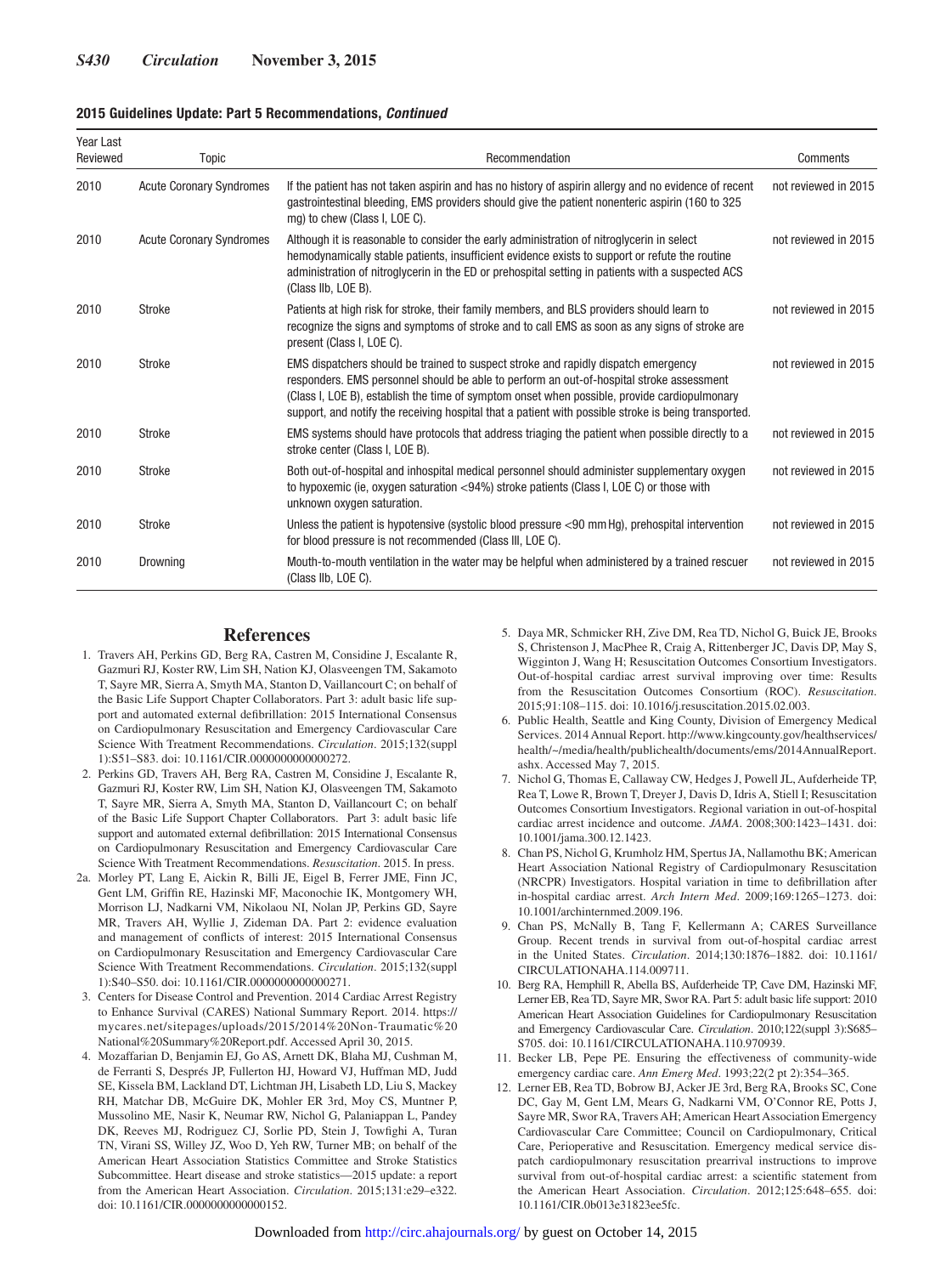**2015 Guidelines Update: Part 5 Recommendations, *Continued***

| Year Last Reviewed | Topic | Recommendation | Comments |
|---|---|---|---|
| 2010 | Acute Coronary Syndromes | If the patient has not taken aspirin and has no history of aspirin allergy and no evidence of recent gastrointestinal bleeding, EMS providers should give the patient nonenteric aspirin (160 to 325 mg) to chew (Class I, LOE C). | not reviewed in 2015 |
| 2010 | Acute Coronary Syndromes | Although it is reasonable to consider the early administration of nitroglycerin in select hemodynamically stable patients, insufficient evidence exists to support or refute the routine administration of nitroglycerin in the ED or prehospital setting in patients with a suspected ACS (Class IIb, LOE B). | not reviewed in 2015 |
| 2010 | Stroke | Patients at high risk for stroke, their family members, and BLS providers should learn to recognize the signs and symptoms of stroke and to call EMS as soon as any signs of stroke are present (Class I, LOE C). | not reviewed in 2015 |
| 2010 | Stroke | EMS dispatchers should be trained to suspect stroke and rapidly dispatch emergency responders. EMS personnel should be able to perform an out-of-hospital stroke assessment (Class I, LOE B), establish the time of symptom onset when possible, provide cardiopulmonary support, and notify the receiving hospital that a patient with possible stroke is being transported. | not reviewed in 2015 |
| 2010 | Stroke | EMS systems should have protocols that address triaging the patient when possible directly to a stroke center (Class I, LOE B). | not reviewed in 2015 |
| 2010 | Stroke | Both out-of-hospital and inhospital medical personnel should administer supplementary oxygen to hypoxemic (ie, oxygen saturation <94%) stroke patients (Class I, LOE C) or those with unknown oxygen saturation. | not reviewed in 2015 |
| 2010 | Stroke | Unless the patient is hypotensive (systolic blood pressure <90 mm Hg), prehospital intervention for blood pressure is not recommended (Class III, LOE C). | not reviewed in 2015 |
| 2010 | Drowning | Mouth-to-mouth ventilation in the water may be helpful when administered by a trained rescuer (Class IIb, LOE C). | not reviewed in 2015 |

## References

1. Travers AH, Perkins GD, Berg RA, Castren M, Considine J, Escalante R, Gazmuri RJ, Koster RW, Lim SH, Nation KJ, Olasveengen TM, Sakamoto T, Sayre MR, Sierra A, Smyth MA, Stanton D, Vaillancourt C; on behalf of the Basic Life Support Chapter Collaborators. Part 3: adult basic life support and automated external defibrillation: 2015 International Consensus on Cardiopulmonary Resuscitation and Emergency Cardiovascular Care Science With Treatment Recommendations. *Circulation*. 2015;132(suppl 1):S51–S83. doi: 10.1161/CIR.0000000000000272.
2. Perkins GD, Travers AH, Berg RA, Castren M, Considine J, Escalante R, Gazmuri RJ, Koster RW, Lim SH, Nation KJ, Olasveengen TM, Sakamoto T, Sayre MR, Sierra A, Smyth MA, Stanton D, Vaillancourt C; on behalf of the Basic Life Support Chapter Collaborators. Part 3: adult basic life support and automated external defibrillation: 2015 International Consensus on Cardiopulmonary Resuscitation and Emergency Cardiovascular Care Science With Treatment Recommendations. *Resuscitation*. 2015. In press.

2a. Morley PT, Lang E, Aickin R, Billi JE, Eigel B, Ferrer JME, Finn JC, Gent LM, Griffin RE, Hazinski MF, Maconochie IK, Montgomery WH, Morrison LJ, Nadkarni VM, Nikolaou NI, Nolan JP, Perkins GD, Sayre MR, Travers AH, Wyllie J, Zideman DA. Part 2: evidence evaluation and management of conflicts of interest: 2015 International Consensus on Cardiopulmonary Resuscitation and Emergency Cardiovascular Care Science With Treatment Recommendations. *Circulation*. 2015;132(suppl 1):S40–S50. doi: 10.1161/CIR.0000000000000271.

3. Centers for Disease Control and Prevention. 2014 Cardiac Arrest Registry to Enhance Survival (CARES) National Summary Report. 2014. https://mycares.net/sitepages/uploads/2015/2014%20Non-Traumatic%20National%20Summary%20Report.pdf. Accessed April 30, 2015.
4. Mozaffarian D, Benjamin EJ, Go AS, Arnett DK, Blaha MJ, Cushman M, de Ferranti S, Després JP, Fullerton HJ, Howard VJ, Huffman MD, Judd SE, Kissela BM, Lackland DT, Lichtman JH, Lisabeth LD, Liu S, Mackey RH, Matchar DB, McGuire DK, Mohler ER 3rd, Moy CS, Muntner P, Mussolino ME, Nasir K, Neumar RW, Nichol G, Palaniappan L, Pandey DK, Reeves MJ, Rodriguez CJ, Sorlie PD, Stein J, Towfighi A, Turan TN, Virani SS, Willey JZ, Woo D, Yeh RW, Turner MB; on behalf of the American Heart Association Statistics Committee and Stroke Statistics Subcommittee. Heart disease and stroke statistics—2015 update: a report from the American Heart Association. *Circulation*. 2015;131:e29–e322. doi: 10.1161/CIR.0000000000000152.
5. Daya MR, Schmicker RH, Zive DM, Rea TD, Nichol G, Buick JE, Brooks S, Christenson J, MacPhee R, Craig A, Rittenberger JC, Davis DP, May S, Wigginton J, Wang H; Resuscitation Outcomes Consortium Investigators. Out-of-hospital cardiac arrest survival improving over time: Results from the Resuscitation Outcomes Consortium (ROC). *Resuscitation*. 2015;91:108–115. doi: 10.1016/j.resuscitation.2015.02.003.
6. Public Health, Seattle and King County, Division of Emergency Medical Services. 2014 Annual Report. http://www.kingcounty.gov/healthservices/health/~/media/health/publichealth/documents/ems/2014AnnualReport.ashx. Accessed May 7, 2015.
7. Nichol G, Thomas E, Callaway CW, Hedges J, Powell JL, Aufderheide TP, Rea T, Lowe R, Brown T, Dreyer J, Davis D, Idris A, Stiell I; Resuscitation Outcomes Consortium Investigators. Regional variation in out-of-hospital cardiac arrest incidence and outcome. *JAMA*. 2008;300:1423–1431. doi: 10.1001/jama.300.12.1423.
8. Chan PS, Nichol G, Krumholz HM, Spertus JA, Nallamothu BK; American Heart Association National Registry of Cardiopulmonary Resuscitation (NRCPR) Investigators. Hospital variation in time to defibrillation after in-hospital cardiac arrest. *Arch Intern Med*. 2009;169:1265–1273. doi: 10.1001/archinternmed.2009.196.
9. Chan PS, McNally B, Tang F, Kellermann A; CARES Surveillance Group. Recent trends in survival from out-of-hospital cardiac arrest in the United States. *Circulation*. 2014;130:1876–1882. doi: 10.1161/CIRCULATIONAHA.114.009711.
10. Berg RA, Hemphill R, Abella BS, Aufderheide TP, Cave DM, Hazinski MF, Lerner EB, Rea TD, Sayre MR, Swor RA. Part 5: adult basic life support: 2010 American Heart Association Guidelines for Cardiopulmonary Resuscitation and Emergency Cardiovascular Care. *Circulation*. 2010;122(suppl 3):S685–S705. doi: 10.1161/CIRCULATIONAHA.110.970939.
11. Becker LB, Pepe PE. Ensuring the effectiveness of community-wide emergency cardiac care. *Ann Emerg Med*. 1993;22(2 pt 2):354–365.
12. Lerner EB, Rea TD, Bobrow BJ, Acker JE 3rd, Berg RA, Brooks SC, Cone DC, Gay M, Gent LM, Mears G, Nadkarni VM, O'Connor RE, Potts J, Sayre MR, Swor RA, Travers AH; American Heart Association Emergency Cardiovascular Care Committee; Council on Cardiopulmonary, Critical Care, Perioperative and Resuscitation. Emergency medical service dispatch cardiopulmonary resuscitation prearrival instructions to improve survival from out-of-hospital cardiac arrest: a scientific statement from the American Heart Association. *Circulation*. 2012;125:648–655. doi: 10.1161/CIR.0b013e31823ee5fc.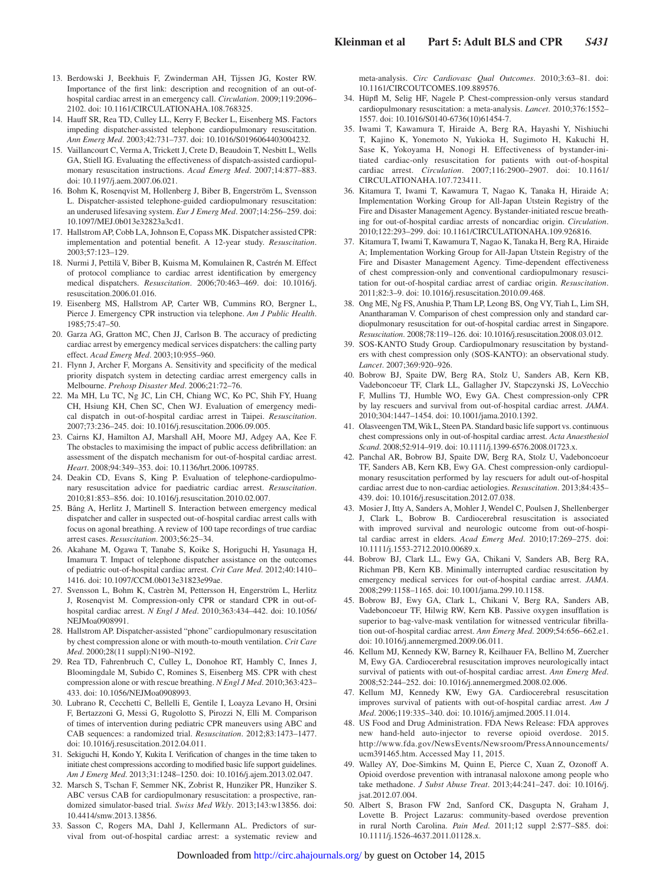13. Berdowski J, Beekhuis F, Zwinderman AH, Tijssen JG, Koster RW. Importance of the first link: description and recognition of an out-of-hospital cardiac arrest in an emergency call. *Circulation*. 2009;119:2096–2102. doi: 10.1161/CIRCULATIONAHA.108.768325.
14. Hauff SR, Rea TD, Culley LL, Kerry F, Becker L, Eisenberg MS. Factors impeding dispatcher-assisted telephone cardiopulmonary resuscitation. *Ann Emerg Med*. 2003;42:731–737. doi: 10.1016/S0196064403004232.
15. Vaillancourt C, Verma A, Trickett J, Crete D, Beaudoin T, Nesbitt L, Wells GA, Stiell IG. Evaluating the effectiveness of dispatch-assisted cardiopulmonary resuscitation instructions. *Acad Emerg Med*. 2007;14:877–883. doi: 10.1197/j.aem.2007.06.021.
16. Bohm K, Rosenqvist M, Hollenberg J, Biber B, Engerström L, Svensson L. Dispatcher-assisted telephone-guided cardiopulmonary resuscitation: an underused lifesaving system. *Eur J Emerg Med*. 2007;14:256–259. doi: 10.1097/MEJ.0b013e32823a3cd1.
17. Hallstrom AP, Cobb LA, Johnson E, Copass MK. Dispatcher assisted CPR: implementation and potential benefit. A 12-year study. *Resuscitation*. 2003;57:123–129.
18. Nurmi J, Pettilä V, Biber B, Kuisma M, Komulainen R, Castrén M. Effect of protocol compliance to cardiac arrest identification by emergency medical dispatchers. *Resuscitation*. 2006;70:463–469. doi: 10.1016/j.resuscitation.2006.01.016.
19. Eisenberg MS, Hallstrom AP, Carter WB, Cummins RO, Bergner L, Pierce J. Emergency CPR instruction via telephone. *Am J Public Health*. 1985;75:47–50.
20. Garza AG, Gratton MC, Chen JJ, Carlson B. The accuracy of predicting cardiac arrest by emergency medical services dispatchers: the calling party effect. *Acad Emerg Med*. 2003;10:955–960.
21. Flynn J, Archer F, Morgans A. Sensitivity and specificity of the medical priority dispatch system in detecting cardiac arrest emergency calls in Melbourne. *Prehosp Disaster Med*. 2006;21:72–76.
22. Ma MH, Lu TC, Ng JC, Lin CH, Chiang WC, Ko PC, Shih FY, Huang CH, Hsiung KH, Chen SC, Chen WJ. Evaluation of emergency medical dispatch in out-of-hospital cardiac arrest in Taipei. *Resuscitation*. 2007;73:236–245. doi: 10.1016/j.resuscitation.2006.09.005.
23. Cairns KJ, Hamilton AJ, Marshall AH, Moore MJ, Adgey AA, Kee F. The obstacles to maximising the impact of public access defibrillation: an assessment of the dispatch mechanism for out-of-hospital cardiac arrest. *Heart*. 2008;94:349–353. doi: 10.1136/hrt.2006.109785.
24. Deakin CD, Evans S, King P. Evaluation of telephone-cardiopulmonary resuscitation advice for paediatric cardiac arrest. *Resuscitation*. 2010;81:853–856. doi: 10.1016/j.resuscitation.2010.02.007.
25. Bång A, Herlitz J, Martinell S. Interaction between emergency medical dispatcher and caller in suspected out-of-hospital cardiac arrest calls with focus on agonal breathing. A review of 100 tape recordings of true cardiac arrest cases. *Resuscitation*. 2003;56:25–34.
26. Akahane M, Ogawa T, Tanabe S, Koike S, Horiguchi H, Yasunaga H, Imamura T. Impact of telephone dispatcher assistance on the outcomes of pediatric out-of-hospital cardiac arrest. *Crit Care Med*. 2012;40:1410–1416. doi: 10.1097/CCM.0b013e31823e99ae.
27. Svensson L, Bohm K, Castrèn M, Pettersson H, Engerström L, Herlitz J, Rosenqvist M. Compression-only CPR or standard CPR in out-of-hospital cardiac arrest. *N Engl J Med*. 2010;363:434–442. doi: 10.1056/NEJMoa0908991.
28. Hallstrom AP. Dispatcher-assisted "phone" cardiopulmonary resuscitation by chest compression alone or with mouth-to-mouth ventilation. *Crit Care Med*. 2000;28(11 suppl):N190–N192.
29. Rea TD, Fahrenbruch C, Culley L, Donohoe RT, Hambly C, Innes J, Bloomingdale M, Subido C, Romines S, Eisenberg MS. CPR with chest compression alone or with rescue breathing. *N Engl J Med*. 2010;363:423–433. doi: 10.1056/NEJMoa0908993.
30. Lubrano R, Cecchetti C, Bellelli E, Gentile I, Loayza Levano H, Orsini F, Bertazzoni G, Messi G, Rugolotto S, Pirozzi N, Elli M. Comparison of times of intervention during pediatric CPR maneuvers using ABC and CAB sequences: a randomized trial. *Resuscitation*. 2012;83:1473–1477. doi: 10.1016/j.resuscitation.2012.04.011.
31. Sekiguchi H, Kondo Y, Kukita I. Verification of changes in the time taken to initiate chest compressions according to modified basic life support guidelines. *Am J Emerg Med*. 2013;31:1248–1250. doi: 10.1016/j.ajem.2013.02.047.
32. Marsch S, Tschan F, Semmer NK, Zobrist R, Hunziker PR, Hunziker S. ABC versus CAB for cardiopulmonary resuscitation: a prospective, randomized simulator-based trial. *Swiss Med Wkly*. 2013;143:w13856. doi: 10.4414/smw.2013.13856.
33. Sasson C, Rogers MA, Dahl J, Kellermann AL. Predictors of survival from out-of-hospital cardiac arrest: a systematic review and meta-analysis. *Circ Cardiovasc Qual Outcomes*. 2010;3:63–81. doi: 10.1161/CIRCOUTCOMES.109.889576.
34. Hüpfl M, Selig HF, Nagele P. Chest-compression-only versus standard cardiopulmonary resuscitation: a meta-analysis. *Lancet*. 2010;376:1552–1557. doi: 10.1016/S0140-6736(10)61454-7.
35. Iwami T, Kawamura T, Hiraide A, Berg RA, Hayashi Y, Nishiuchi T, Kajino K, Yonemoto N, Yukioka H, Sugimoto H, Kakuchi H, Sase K, Yokoyama H, Nonogi H. Effectiveness of bystander-initiated cardiac-only resuscitation for patients with out-of-hospital cardiac arrest. *Circulation*. 2007;116:2900–2907. doi: 10.1161/CIRCULATIONAHA.107.723411.
36. Kitamura T, Iwami T, Kawamura T, Nagao K, Tanaka H, Hiraide A; Implementation Working Group for All-Japan Utstein Registry of the Fire and Disaster Management Agency. Bystander-initiated rescue breathing for out-of-hospital cardiac arrests of noncardiac origin. *Circulation*. 2010;122:293–299. doi: 10.1161/CIRCULATIONAHA.109.926816.
37. Kitamura T, Iwami T, Kawamura T, Nagao K, Tanaka H, Berg RA, Hiraide A; Implementation Working Group for All-Japan Utstein Registry of the Fire and Disaster Management Agency. Time-dependent effectiveness of chest compression-only and conventional cardiopulmonary resuscitation for out-of-hospital cardiac arrest of cardiac origin. *Resuscitation*. 2011;82:3–9. doi: 10.1016/j.resuscitation.2010.09.468.
38. Ong ME, Ng FS, Anushia P, Tham LP, Leong BS, Ong VY, Tiah L, Lim SH, Anantharaman V. Comparison of chest compression only and standard cardiopulmonary resuscitation for out-of-hospital cardiac arrest in Singapore. *Resuscitation*. 2008;78:119–126. doi: 10.1016/j.resuscitation.2008.03.012.
39. SOS-KANTO Study Group. Cardiopulmonary resuscitation by bystanders with chest compression only (SOS-KANTO): an observational study. *Lancet*. 2007;369:920–926.
40. Bobrow BJ, Spaite DW, Berg RA, Stolz U, Sanders AB, Kern KB, Vadeboncoeur TF, Clark LL, Gallagher JV, Stapczynski JS, LoVecchio F, Mullins TJ, Humble WO, Ewy GA. Chest compression-only CPR by lay rescuers and survival from out-of-hospital cardiac arrest. *JAMA*. 2010;304:1447–1454. doi: 10.1001/jama.2010.1392.
41. Olasveengen TM, Wik L, Steen PA. Standard basic life support vs. continuous chest compressions only in out-of-hospital cardiac arrest. *Acta Anaesthesiol Scand*. 2008;52:914–919. doi: 10.1111/j.1399-6576.2008.01723.x.
42. Panchal AR, Bobrow BJ, Spaite DW, Berg RA, Stolz U, Vadeboncoeur TF, Sanders AB, Kern KB, Ewy GA. Chest compression-only cardiopulmonary resuscitation performed by lay rescuers for adult out-of-hospital cardiac arrest due to non-cardiac aetiologies. *Resuscitation*. 2013;84:435–439. doi: 10.1016/j.resuscitation.2012.07.038.
43. Mosier J, Itty A, Sanders A, Mohler J, Wendel C, Poulsen J, Shellenberger J, Clark L, Bobrow B. Cardiocerebral resuscitation is associated with improved survival and neurologic outcome from out-of-hospital cardiac arrest in elders. *Acad Emerg Med*. 2010;17:269–275. doi: 10.1111/j.1553-2712.2010.00689.x.
44. Bobrow BJ, Clark LL, Ewy GA, Chikani V, Sanders AB, Berg RA, Richman PB, Kern KB. Minimally interrupted cardiac resuscitation by emergency medical services for out-of-hospital cardiac arrest. *JAMA*. 2008;299:1158–1165. doi: 10.1001/jama.299.10.1158.
45. Bobrow BJ, Ewy GA, Clark L, Chikani V, Berg RA, Sanders AB, Vadeboncoeur TF, Hilwig RW, Kern KB. Passive oxygen insufflation is superior to bag-valve-mask ventilation for witnessed ventricular fibrillation out-of-hospital cardiac arrest. *Ann Emerg Med*. 2009;54:656–662.e1. doi: 10.1016/j.annemergmed.2009.06.011.
46. Kellum MJ, Kennedy KW, Barney R, Keilhauer FA, Bellino M, Zuercher M, Ewy GA. Cardiocerebral resuscitation improves neurologically intact survival of patients with out-of-hospital cardiac arrest. *Ann Emerg Med*. 2008;52:244–252. doi: 10.1016/j.annemergmed.2008.02.006.
47. Kellum MJ, Kennedy KW, Ewy GA. Cardiocerebral resuscitation improves survival of patients with out-of-hospital cardiac arrest. *Am J Med*. 2006;119:335–340. doi: 10.1016/j.amjmed.2005.11.014.
48. US Food and Drug Administration. FDA News Release: FDA approves new hand-held auto-injector to reverse opioid overdose. 2015. http://www.fda.gov/NewsEvents/Newsroom/PressAnnouncements/ucm391465.htm. Accessed May 11, 2015.
49. Walley AY, Doe-Simkins M, Quinn E, Pierce C, Xuan Z, Ozonoff A. Opioid overdose prevention with intranasal naloxone among people who take methadone. *J Subst Abuse Treat*. 2013;44:241–247. doi: 10.1016/j.jsat.2012.07.004.
50. Albert S, Brason FW 2nd, Sanford CK, Dasgupta N, Graham J, Lovette B. Project Lazarus: community-based overdose prevention in rural North Carolina. *Pain Med*. 2011;12 suppl 2:S77–S85. doi: 10.1111/j.1526-4637.2011.01128.x.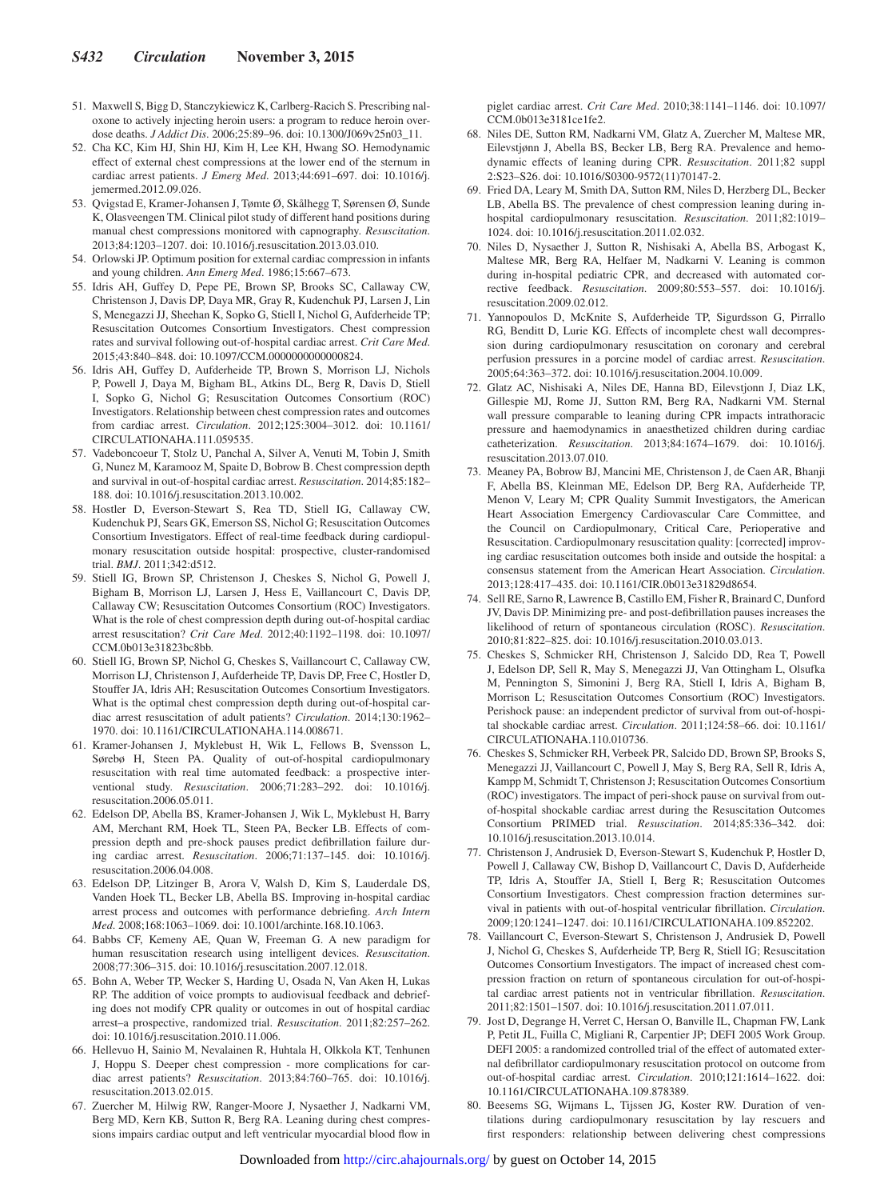51. Maxwell S, Bigg D, Stanczykiewicz K, Carlberg-Racich S. Prescribing naloxone to actively injecting heroin users: a program to reduce heroin overdose deaths. *J Addict Dis*. 2006;25:89–96. doi: 10.1300/J069v25n03_11.
52. Cha KC, Kim HJ, Shin HJ, Kim H, Lee KH, Hwang SO. Hemodynamic effect of external chest compressions at the lower end of the sternum in cardiac arrest patients. *J Emerg Med*. 2013;44:691–697. doi: 10.1016/j.jemermed.2012.09.026.
53. Qvigstad E, Kramer-Johansen J, Tømte Ø, Skålhegg T, Sørensen Ø, Sunde K, Olasveengen TM. Clinical pilot study of different hand positions during manual chest compressions monitored with capnography. *Resuscitation*. 2013;84:1203–1207. doi: 10.1016/j.resuscitation.2013.03.010.
54. Orlowski JP. Optimum position for external cardiac compression in infants and young children. *Ann Emerg Med*. 1986;15:667–673.
55. Idris AH, Guffey D, Pepe PE, Brown SP, Brooks SC, Callaway CW, Christenson J, Davis DP, Daya MR, Gray R, Kudenchuk PJ, Larsen J, Lin S, Menegazzi JJ, Sheehan K, Sopko G, Stiell I, Nichol G, Aufderheide TP; Resuscitation Outcomes Consortium Investigators. Chest compression rates and survival following out-of-hospital cardiac arrest. *Crit Care Med*. 2015;43:840–848. doi: 10.1097/CCM.0000000000000824.
56. Idris AH, Guffey D, Aufderheide TP, Brown S, Morrison LJ, Nichols P, Powell J, Daya M, Bigham BL, Atkins DL, Berg R, Davis D, Stiell I, Sopko G, Nichol G; Resuscitation Outcomes Consortium (ROC) Investigators. Relationship between chest compression rates and outcomes from cardiac arrest. *Circulation*. 2012;125:3004–3012. doi: 10.1161/CIRCULATIONAHA.111.059535.
57. Vadeboncoeur T, Stolz U, Panchal A, Silver A, Venuti M, Tobin J, Smith G, Nunez M, Karamooz M, Spaite D, Bobrow B. Chest compression depth and survival in out-of-hospital cardiac arrest. *Resuscitation*. 2014;85:182–188. doi: 10.1016/j.resuscitation.2013.10.002.
58. Hostler D, Everson-Stewart S, Rea TD, Stiell IG, Callaway CW, Kudenchuk PJ, Sears GK, Emerson SS, Nichol G; Resuscitation Outcomes Consortium Investigators. Effect of real-time feedback during cardiopulmonary resuscitation outside hospital: prospective, cluster-randomised trial. *BMJ*. 2011;342:d512.
59. Stiell IG, Brown SP, Christenson J, Cheskes S, Nichol G, Powell J, Bigham B, Morrison LJ, Larsen J, Hess E, Vaillancourt C, Davis DP, Callaway CW; Resuscitation Outcomes Consortium (ROC) Investigators. What is the role of chest compression depth during out-of-hospital cardiac arrest resuscitation? *Crit Care Med*. 2012;40:1192–1198. doi: 10.1097/CCM.0b013e31823bc8bb.
60. Stiell IG, Brown SP, Nichol G, Cheskes S, Vaillancourt C, Callaway CW, Morrison LJ, Christenson J, Aufderheide TP, Davis DP, Free C, Hostler D, Stouffer JA, Idris AH; Resuscitation Outcomes Consortium Investigators. What is the optimal chest compression depth during out-of-hospital cardiac arrest resuscitation of adult patients? *Circulation*. 2014;130:1962–1970. doi: 10.1161/CIRCULATIONAHA.114.008671.
61. Kramer-Johansen J, Myklebust H, Wik L, Fellows B, Svensson L, Sørebø H, Steen PA. Quality of out-of-hospital cardiopulmonary resuscitation with real time automated feedback: a prospective interventional study. *Resuscitation*. 2006;71:283–292. doi: 10.1016/j.resuscitation.2006.05.011.
62. Edelson DP, Abella BS, Kramer-Johansen J, Wik L, Myklebust H, Barry AM, Merchant RM, Hoek TL, Steen PA, Becker LB. Effects of compression depth and pre-shock pauses predict defibrillation failure during cardiac arrest. *Resuscitation*. 2006;71:137–145. doi: 10.1016/j.resuscitation.2006.04.008.
63. Edelson DP, Litzinger B, Arora V, Walsh D, Kim S, Lauderdale DS, Vanden Hoek TL, Becker LB, Abella BS. Improving in-hospital cardiac arrest process and outcomes with performance debriefing. *Arch Intern Med*. 2008;168:1063–1069. doi: 10.1001/archinte.168.10.1063.
64. Babbs CF, Kemeny AE, Quan W, Freeman G. A new paradigm for human resuscitation research using intelligent devices. *Resuscitation*. 2008;77:306–315. doi: 10.1016/j.resuscitation.2007.12.018.
65. Bohn A, Weber TP, Wecker S, Harding U, Osada N, Van Aken H, Lukas RP. The addition of voice prompts to audiovisual feedback and debriefing does not modify CPR quality or outcomes in out of hospital cardiac arrest–a prospective, randomized trial. *Resuscitation*. 2011;82:257–262. doi: 10.1016/j.resuscitation.2010.11.006.
66. Hellevuo H, Sainio M, Nevalainen R, Huhtala H, Olkkola KT, Tenhunen J, Hoppu S. Deeper chest compression - more complications for cardiac arrest patients? *Resuscitation*. 2013;84:760–765. doi: 10.1016/j.resuscitation.2013.02.015.
67. Zuercher M, Hilwig RW, Ranger-Moore J, Nysaether J, Nadkarni VM, Berg MD, Kern KB, Sutton R, Berg RA. Leaning during chest compressions impairs cardiac output and left ventricular myocardial blood flow in piglet cardiac arrest. *Crit Care Med*. 2010;38:1141–1146. doi: 10.1097/CCM.0b013e3181ce1fe2.
68. Niles DE, Sutton RM, Nadkarni VM, Glatz A, Zuercher M, Maltese MR, Eilevstjønn J, Abella BS, Becker LB, Berg RA. Prevalence and hemodynamic effects of leaning during CPR. *Resuscitation*. 2011;82 suppl 2:S23–S26. doi: 10.1016/S0300-9572(11)70147-2.
69. Fried DA, Leary M, Smith DA, Sutton RM, Niles D, Herzberg DL, Becker LB, Abella BS. The prevalence of chest compression leaning during in-hospital cardiopulmonary resuscitation. *Resuscitation*. 2011;82:1019–1024. doi: 10.1016/j.resuscitation.2011.02.032.
70. Niles D, Nysaether J, Sutton R, Nishisaki A, Abella BS, Arbogast K, Maltese MR, Berg RA, Helfaer M, Nadkarni V. Leaning is common during in-hospital pediatric CPR, and decreased with automated corrective feedback. *Resuscitation*. 2009;80:553–557. doi: 10.1016/j.resuscitation.2009.02.012.
71. Yannopoulos D, McKnite S, Aufderheide TP, Sigurdsson G, Pirrallo RG, Benditt D, Lurie KG. Effects of incomplete chest wall decompression during cardiopulmonary resuscitation on coronary and cerebral perfusion pressures in a porcine model of cardiac arrest. *Resuscitation*. 2005;64:363–372. doi: 10.1016/j.resuscitation.2004.10.009.
72. Glatz AC, Nishisaki A, Niles DE, Hanna BD, Eilevstjonn J, Diaz LK, Gillespie MJ, Rome JJ, Sutton RM, Berg RA, Nadkarni VM. Sternal wall pressure comparable to leaning during CPR impacts intrathoracic pressure and haemodynamics in anaesthetized children during cardiac catheterization. *Resuscitation*. 2013;84:1674–1679. doi: 10.1016/j.resuscitation.2013.07.010.
73. Meaney PA, Bobrow BJ, Mancini ME, Christenson J, de Caen AR, Bhanji F, Abella BS, Kleinman ME, Edelson DP, Berg RA, Aufderheide TP, Menon V, Leary M; CPR Quality Summit Investigators, the American Heart Association Emergency Cardiovascular Care Committee, and the Council on Cardiopulmonary, Critical Care, Perioperative and Resuscitation. Cardiopulmonary resuscitation quality: [corrected] improving cardiac resuscitation outcomes both inside and outside the hospital: a consensus statement from the American Heart Association. *Circulation*. 2013;128:417–435. doi: 10.1161/CIR.0b013e31829d8654.
74. Sell RE, Sarno R, Lawrence B, Castillo EM, Fisher R, Brainard C, Dunford JV, Davis DP. Minimizing pre- and post-defibrillation pauses increases the likelihood of return of spontaneous circulation (ROSC). *Resuscitation*. 2010;81:822–825. doi: 10.1016/j.resuscitation.2010.03.013.
75. Cheskes S, Schmicker RH, Christenson J, Salcido DD, Rea T, Powell J, Edelson DP, Sell R, May S, Menegazzi JJ, Van Ottingham L, Olsufka M, Pennington S, Simonini J, Berg RA, Stiell I, Idris A, Bigham B, Morrison L; Resuscitation Outcomes Consortium (ROC) Investigators. Perishock pause: an independent predictor of survival from out-of-hospital shockable cardiac arrest. *Circulation*. 2011;124:58–66. doi: 10.1161/CIRCULATIONAHA.110.010736.
76. Cheskes S, Schmicker RH, Verbeek PR, Salcido DD, Brown SP, Brooks S, Menegazzi JJ, Vaillancourt C, Powell J, May S, Berg RA, Sell R, Idris A, Kampp M, Schmidt T, Christenson J; Resuscitation Outcomes Consortium (ROC) investigators. The impact of peri-shock pause on survival from out-of-hospital shockable cardiac arrest during the Resuscitation Outcomes Consortium PRIMED trial. *Resuscitation*. 2014;85:336–342. doi: 10.1016/j.resuscitation.2013.10.014.
77. Christenson J, Andrusiek D, Everson-Stewart S, Kudenchuk P, Hostler D, Powell J, Callaway CW, Bishop D, Vaillancourt C, Davis D, Aufderheide TP, Idris A, Stouffer JA, Stiell I, Berg R; Resuscitation Outcomes Consortium Investigators. Chest compression fraction determines survival in patients with out-of-hospital ventricular fibrillation. *Circulation*. 2009;120:1241–1247. doi: 10.1161/CIRCULATIONAHA.109.852202.
78. Vaillancourt C, Everson-Stewart S, Christenson J, Andrusiek D, Powell J, Nichol G, Cheskes S, Aufderheide TP, Berg R, Stiell IG; Resuscitation Outcomes Consortium Investigators. The impact of increased chest compression fraction on return of spontaneous circulation for out-of-hospital cardiac arrest patients not in ventricular fibrillation. *Resuscitation*. 2011;82:1501–1507. doi: 10.1016/j.resuscitation.2011.07.011.
79. Jost D, Degrange H, Verret C, Hersan O, Banville IL, Chapman FW, Lank P, Petit JL, Fuilla C, Migliani R, Carpentier JP; DEFI 2005 Work Group. DEFI 2005: a randomized controlled trial of the effect of automated external defibrillator cardiopulmonary resuscitation protocol on outcome from out-of-hospital cardiac arrest. *Circulation*. 2010;121:1614–1622. doi: 10.1161/CIRCULATIONAHA.109.878389.
80. Beesems SG, Wijmans L, Tijssen JG, Koster RW. Duration of ventilations during cardiopulmonary resuscitation by lay rescuers and first responders: relationship between delivering chest compressions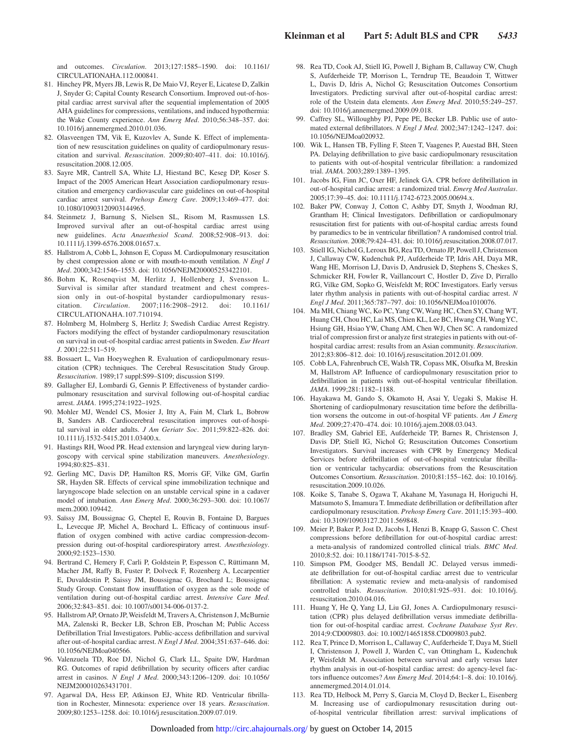and outcomes. *Circulation*. 2013;127:1585–1590. doi: 10.1161/CIRCULATIONAHA.112.000841.

81. Hinchey PR, Myers JB, Lewis R, De Maio VJ, Reyer E, Licatese D, Zalkin J, Snyder G; Capital County Research Consortium. Improved out-of-hospital cardiac arrest survival after the sequential implementation of 2005 AHA guidelines for compressions, ventilations, and induced hypothermia: the Wake County experience. *Ann Emerg Med*. 2010;56:348–357. doi: 10.1016/j.annemergmed.2010.01.036.
82. Olasveengen TM, Vik E, Kuzovlev A, Sunde K. Effect of implementation of new resuscitation guidelines on quality of cardiopulmonary resuscitation and survival. *Resuscitation*. 2009;80:407–411. doi: 10.1016/j.resuscitation.2008.12.005.
83. Sayre MR, Cantrell SA, White LJ, Hiestand BC, Keseg DP, Koser S. Impact of the 2005 American Heart Association cardiopulmonary resuscitation and emergency cardiovascular care guidelines on out-of-hospital cardiac arrest survival. *Prehosp Emerg Care*. 2009;13:469–477. doi: 10.1080/10903120903144965.
84. Steinmetz J, Barnung S, Nielsen SL, Risom M, Rasmussen LS. Improved survival after an out-of-hospital cardiac arrest using new guidelines. *Acta Anaesthesiol Scand*. 2008;52:908–913. doi: 10.1111/j.1399-6576.2008.01657.x.
85. Hallstrom A, Cobb L, Johnson E, Copass M. Cardiopulmonary resuscitation by chest compression alone or with mouth-to-mouth ventilation. *N Engl J Med*. 2000;342:1546–1553. doi: 10.1056/NEJM200005253422101.
86. Bohm K, Rosenqvist M, Herlitz J, Hollenberg J, Svensson L. Survival is similar after standard treatment and chest compression only in out-of-hospital bystander cardiopulmonary resuscitation. *Circulation*. 2007;116:2908–2912. doi: 10.1161/CIRCULATIONAHA.107.710194.
87. Holmberg M, Holmberg S, Herlitz J; Swedish Cardiac Arrest Registry. Factors modifying the effect of bystander cardiopulmonary resuscitation on survival in out-of-hospital cardiac arrest patients in Sweden. *Eur Heart J*. 2001;22:511–519.
88. Bossaert L, Van Hoeyweghen R. Evaluation of cardiopulmonary resuscitation (CPR) techniques. The Cerebral Resuscitation Study Group. *Resuscitation*. 1989;17 suppl:S99–S109; discussion S199.
89. Gallagher EJ, Lombardi G, Gennis P. Effectiveness of bystander cardiopulmonary resuscitation and survival following out-of-hospital cardiac arrest. *JAMA*. 1995;274:1922–1925.
90. Mohler MJ, Wendel CS, Mosier J, Itty A, Fain M, Clark L, Bobrow B, Sanders AB. Cardiocerebral resuscitation improves out-of-hospital survival in older adults. *J Am Geriatr Soc*. 2011;59:822–826. doi: 10.1111/j.1532-5415.2011.03400.x.
91. Hastings RH, Wood PR. Head extension and laryngeal view during laryngoscopy with cervical spine stabilization maneuvers. *Anesthesiology*. 1994;80:825–831.
92. Gerling MC, Davis DP, Hamilton RS, Morris GF, Vilke GM, Garfin SR, Hayden SR. Effects of cervical spine immobilization technique and laryngoscope blade selection on an unstable cervical spine in a cadaver model of intubation. *Ann Emerg Med*. 2000;36:293–300. doi: 10.1067/mem.2000.109442.
93. Saïssy JM, Boussignac G, Cheptel E, Rouvin B, Fontaine D, Bargues L, Levecque JP, Michel A, Brochard L. Efficacy of continuous insufflation of oxygen combined with active cardiac compression-decompression during out-of-hospital cardiorespiratory arrest. *Anesthesiology*. 2000;92:1523–1530.
94. Bertrand C, Hemery F, Carli P, Goldstein P, Espesson C, Rüttimann M, Macher JM, Raffy B, Fuster P, Dolveck F, Rozenberg A, Lecarpentier E, Duvaldestin P, Saissy JM, Boussignac G, Brochard L; Boussignac Study Group. Constant flow insufflation of oxygen as the sole mode of ventilation during out-of-hospital cardiac arrest. *Intensive Care Med*. 2006;32:843–851. doi: 10.1007/s00134-006-0137-2.
95. Hallstrom AP, Ornato JP, Weisfeldt M, Travers A, Christenson J, McBurnie MA, Zalenski R, Becker LB, Schron EB, Proschan M; Public Access Defibrillation Trial Investigators. Public-access defibrillation and survival after out-of-hospital cardiac arrest. *N Engl J Med*. 2004;351:637–646. doi: 10.1056/NEJMoa040566.
96. Valenzuela TD, Roe DJ, Nichol G, Clark LL, Spaite DW, Hardman RG. Outcomes of rapid defibrillation by security officers after cardiac arrest in casinos. *N Engl J Med*. 2000;343:1206–1209. doi: 10.1056/NEJM200010263431701.
97. Agarwal DA, Hess EP, Atkinson EJ, White RD. Ventricular fibrillation in Rochester, Minnesota: experience over 18 years. *Resuscitation*. 2009;80:1253–1258. doi: 10.1016/j.resuscitation.2009.07.019.
98. Rea TD, Cook AJ, Stiell IG, Powell J, Bigham B, Callaway CW, Chugh S, Aufderheide TP, Morrison L, Terndrup TE, Beaudoin T, Wittwer L, Davis D, Idris A, Nichol G; Resuscitation Outcomes Consortium Investigators. Predicting survival after out-of-hospital cardiac arrest: role of the Utstein data elements. *Ann Emerg Med*. 2010;55:249–257. doi: 10.1016/j.annemergmed.2009.09.018.
99. Caffrey SL, Willoughby PJ, Pepe PE, Becker LB. Public use of automated external defibrillators. *N Engl J Med*. 2002;347:1242–1247. doi: 10.1056/NEJMoa020932.
100. Wik L, Hansen TB, Fylling F, Steen T, Vaagenes P, Auestad BH, Steen PA. Delaying defibrillation to give basic cardiopulmonary resuscitation to patients with out-of-hospital ventricular fibrillation: a randomized trial. *JAMA*. 2003;289:1389–1395.
101. Jacobs IG, Finn JC, Oxer HF, Jelinek GA. CPR before defibrillation in out-of-hospital cardiac arrest: a randomized trial. *Emerg Med Australas*. 2005;17:39–45. doi: 10.1111/j.1742-6723.2005.00694.x.
102. Baker PW, Conway J, Cotton C, Ashby DT, Smyth J, Woodman RJ, Grantham H; Clinical Investigators. Defibrillation or cardiopulmonary resuscitation first for patients with out-of-hospital cardiac arrests found by paramedics to be in ventricular fibrillation? A randomised control trial. *Resuscitation*. 2008;79:424–431. doi: 10.1016/j.resuscitation.2008.07.017.
103. Stiell IG, Nichol G, Leroux BG, Rea TD, Ornato JP, Powell J, Christenson J, Callaway CW, Kudenchuk PJ, Aufderheide TP, Idris AH, Daya MR, Wang HE, Morrison LJ, Davis D, Andrusiek D, Stephens S, Cheskes S, Schmicker RH, Fowler R, Vaillancourt C, Hostler D, Zive D, Pirrallo RG, Vilke GM, Sopko G, Weisfeldt M; ROC Investigators. Early versus later rhythm analysis in patients with out-of-hospital cardiac arrest. *N Engl J Med*. 2011;365:787–797. doi: 10.1056/NEJMoa1010076.
104. Ma MH, Chiang WC, Ko PC, Yang CW, Wang HC, Chen SY, Chang WT, Huang CH, Chou HC, Lai MS, Chien KL, Lee BC, Hwang CH, Wang YC, Hsiung GH, Hsiao YW, Chang AM, Chen WJ, Chen SC. A randomized trial of compression first or analyze first strategies in patients with out-of-hospital cardiac arrest: results from an Asian community. *Resuscitation*. 2012;83:806–812. doi: 10.1016/j.resuscitation.2012.01.009.
105. Cobb LA, Fahrenbruch CE, Walsh TR, Copass MK, Olsufka M, Breskin M, Hallstrom AP. Influence of cardiopulmonary resuscitation prior to defibrillation in patients with out-of-hospital ventricular fibrillation. *JAMA*. 1999;281:1182–1188.
106. Hayakawa M, Gando S, Okamoto H, Asai Y, Uegaki S, Makise H. Shortening of cardiopulmonary resuscitation time before the defibrillation worsens the outcome in out-of-hospital VF patients. *Am J Emerg Med*. 2009;27:470–474. doi: 10.1016/j.ajem.2008.03.043.
107. Bradley SM, Gabriel EE, Aufderheide TP, Barnes R, Christenson J, Davis DP, Stiell IG, Nichol G; Resuscitation Outcomes Consortium Investigators. Survival increases with CPR by Emergency Medical Services before defibrillation of out-of-hospital ventricular fibrillation or ventricular tachycardia: observations from the Resuscitation Outcomes Consortium. *Resuscitation*. 2010;81:155–162. doi: 10.1016/j.resuscitation.2009.10.026.
108. Koike S, Tanabe S, Ogawa T, Akahane M, Yasunaga H, Horiguchi H, Matsumoto S, Imamura T. Immediate defibrillation or defibrillation after cardiopulmonary resuscitation. *Prehosp Emerg Care*. 2011;15:393–400. doi: 10.3109/10903127.2011.569848.
109. Meier P, Baker P, Jost D, Jacobs I, Henzi B, Knapp G, Sasson C. Chest compressions before defibrillation for out-of-hospital cardiac arrest: a meta-analysis of randomized controlled clinical trials. *BMC Med*. 2010;8:52. doi: 10.1186/1741-7015-8-52.
110. Simpson PM, Goodger MS, Bendall JC. Delayed versus immediate defibrillation for out-of-hospital cardiac arrest due to ventricular fibrillation: A systematic review and meta-analysis of randomised controlled trials. *Resuscitation*. 2010;81:925–931. doi: 10.1016/j.resuscitation.2010.04.016.
111. Huang Y, He Q, Yang LJ, Liu GJ, Jones A. Cardiopulmonary resuscitation (CPR) plus delayed defibrillation versus immediate defibrillation for out-of-hospital cardiac arrest. *Cochrane Database Syst Rev*. 2014;9:CD009803. doi: 10.1002/14651858.CD009803.pub2.
112. Rea T, Prince D, Morrison L, Callaway C, Aufderheide T, Daya M, Stiell I, Christenson J, Powell J, Warden C, van Ottingham L, Kudenchuk P, Weisfeldt M. Association between survival and early versus later rhythm analysis in out-of-hospital cardiac arrest: do agency-level factors influence outcomes? *Ann Emerg Med*. 2014;64:1–8. doi: 10.1016/j.annemergmed.2014.01.014.
113. Rea TD, Helbock M, Perry S, Garcia M, Cloyd D, Becker L, Eisenberg M. Increasing use of cardiopulmonary resuscitation during out-of-hospital ventricular fibrillation arrest: survival implications of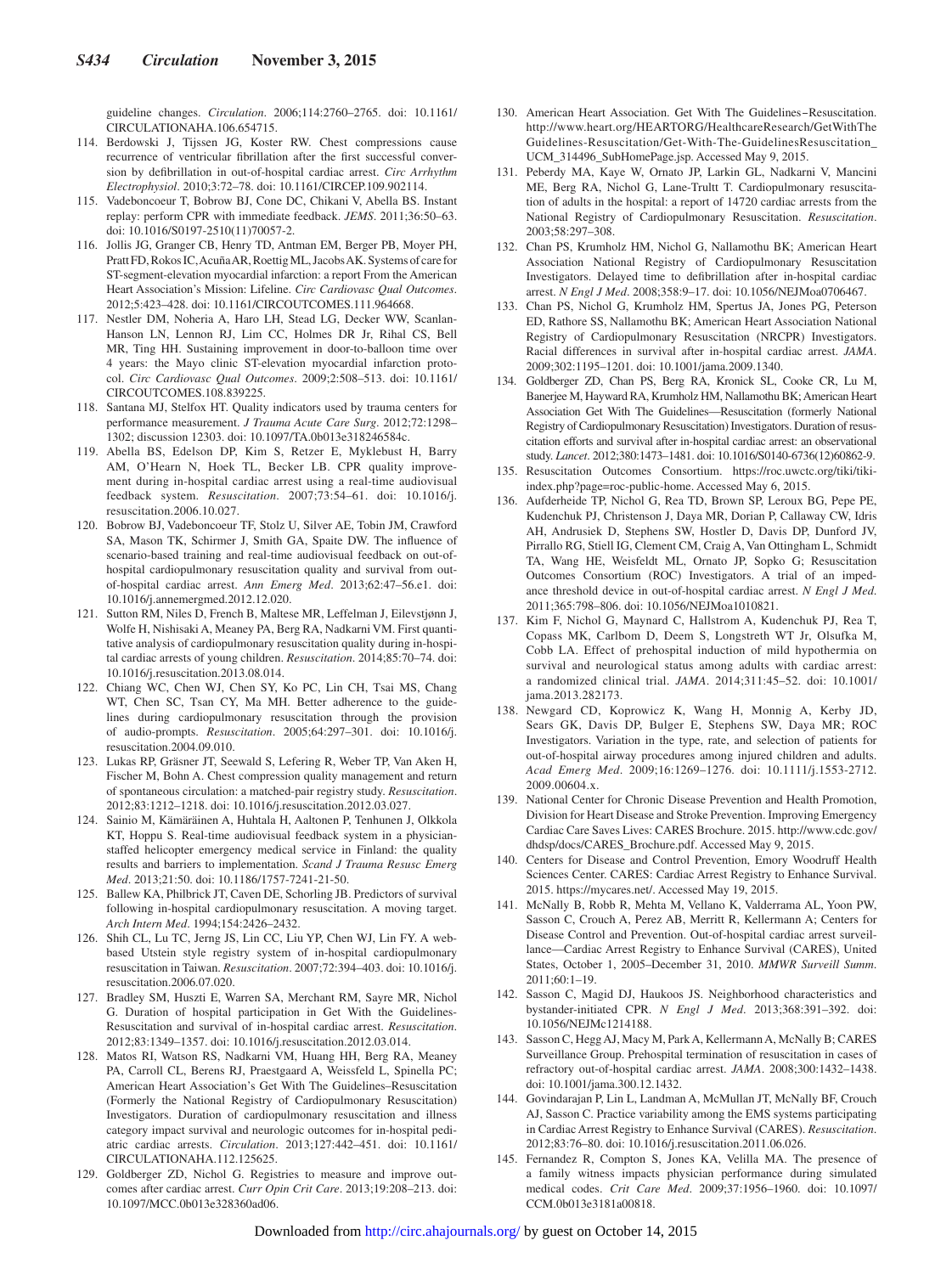guideline changes. *Circulation*. 2006;114:2760–2765. doi: 10.1161/CIRCULATIONAHA.106.654715.

114. Berdowski J, Tijssen JG, Koster RW. Chest compressions cause recurrence of ventricular fibrillation after the first successful conversion by defibrillation in out-of-hospital cardiac arrest. *Circ Arrhythm Electrophysiol*. 2010;3:72–78. doi: 10.1161/CIRCEP.109.902114.
115. Vadeboncoeur T, Bobrow BJ, Cone DC, Chikani V, Abella BS. Instant replay: perform CPR with immediate feedback. *JEMS*. 2011;36:50–63. doi: 10.1016/S0197-2510(11)70057-2.
116. Jollis JG, Granger CB, Henry TD, Antman EM, Berger PB, Moyer PH, Pratt FD, Rokos IC, Acuña AR, Roettig ML, Jacobs AK. Systems of care for ST-segment-elevation myocardial infarction: a report From the American Heart Association's Mission: Lifeline. *Circ Cardiovasc Qual Outcomes*. 2012;5:423–428. doi: 10.1161/CIRCOUTCOMES.111.964668.
117. Nestler DM, Noheria A, Haro LH, Stead LG, Decker WW, Scanlan-Hanson LN, Lennon RJ, Lim CC, Holmes DR Jr, Rihal CS, Bell MR, Ting HH. Sustaining improvement in door-to-balloon time over 4 years: the Mayo clinic ST-elevation myocardial infarction protocol. *Circ Cardiovasc Qual Outcomes*. 2009;2:508–513. doi: 10.1161/CIRCOUTCOMES.108.839225.
118. Santana MJ, Stelfox HT. Quality indicators used by trauma centers for performance measurement. *J Trauma Acute Care Surg*. 2012;72:1298–1302; discussion 12303. doi: 10.1097/TA.0b013e318246584c.
119. Abella BS, Edelson DP, Kim S, Retzer E, Myklebust H, Barry AM, O'Hearn N, Hoek TL, Becker LB. CPR quality improvement during in-hospital cardiac arrest using a real-time audiovisual feedback system. *Resuscitation*. 2007;73:54–61. doi: 10.1016/j.resuscitation.2006.10.027.
120. Bobrow BJ, Vadeboncoeur TF, Stolz U, Silver AE, Tobin JM, Crawford SA, Mason TK, Schirmer J, Smith GA, Spaite DW. The influence of scenario-based training and real-time audiovisual feedback on out-of-hospital cardiopulmonary resuscitation quality and survival from out-of-hospital cardiac arrest. *Ann Emerg Med*. 2013;62:47–56.e1. doi: 10.1016/j.annemergmed.2012.12.020.
121. Sutton RM, Niles D, French B, Maltese MR, Leffelman J, Eilevstjønn J, Wolfe H, Nishisaki A, Meaney PA, Berg RA, Nadkarni VM. First quantitative analysis of cardiopulmonary resuscitation quality during in-hospital cardiac arrests of young children. *Resuscitation*. 2014;85:70–74. doi: 10.1016/j.resuscitation.2013.08.014.
122. Chiang WC, Chen WJ, Chen SY, Ko PC, Lin CH, Tsai MS, Chang WT, Chen SC, Tsan CY, Ma MH. Better adherence to the guidelines during cardiopulmonary resuscitation through the provision of audio-prompts. *Resuscitation*. 2005;64:297–301. doi: 10.1016/j.resuscitation.2004.09.010.
123. Lukas RP, Gräsner JT, Seewald S, Lefering R, Weber TP, Van Aken H, Fischer M, Bohn A. Chest compression quality management and return of spontaneous circulation: a matched-pair registry study. *Resuscitation*. 2012;83:1212–1218. doi: 10.1016/j.resuscitation.2012.03.027.
124. Sainio M, Kämäräinen A, Huhtala H, Aaltonen P, Tenhunen J, Olkkola KT, Hoppu S. Real-time audiovisual feedback system in a physician-staffed helicopter emergency medical service in Finland: the quality results and barriers to implementation. *Scand J Trauma Resusc Emerg Med*. 2013;21:50. doi: 10.1186/1757-7241-21-50.
125. Ballew KA, Philbrick JT, Caven DE, Schorling JB. Predictors of survival following in-hospital cardiopulmonary resuscitation. A moving target. *Arch Intern Med*. 1994;154:2426–2432.
126. Shih CL, Lu TC, Jerng JS, Lin CC, Liu YP, Chen WJ, Lin FY. A web-based Utstein style registry system of in-hospital cardiopulmonary resuscitation in Taiwan. *Resuscitation*. 2007;72:394–403. doi: 10.1016/j.resuscitation.2006.07.020.
127. Bradley SM, Huszti E, Warren SA, Merchant RM, Sayre MR, Nichol G. Duration of hospital participation in Get With the Guidelines-Resuscitation and survival of in-hospital cardiac arrest. *Resuscitation*. 2012;83:1349–1357. doi: 10.1016/j.resuscitation.2012.03.014.
128. Matos RI, Watson RS, Nadkarni VM, Huang HH, Berg RA, Meaney PA, Carroll CL, Berens RJ, Praestgaard A, Weissfeld L, Spinella PC; American Heart Association's Get With The Guidelines–Resuscitation (Formerly the National Registry of Cardiopulmonary Resuscitation) Investigators. Duration of cardiopulmonary resuscitation and illness category impact survival and neurologic outcomes for in-hospital pediatric cardiac arrests. *Circulation*. 2013;127:442–451. doi: 10.1161/CIRCULATIONAHA.112.125625.
129. Goldberger ZD, Nichol G. Registries to measure and improve outcomes after cardiac arrest. *Curr Opin Crit Care*. 2013;19:208–213. doi: 10.1097/MCC.0b013e328360ad06.
130. American Heart Association. Get With The Guidelines–Resuscitation. http://www.heart.org/HEARTORG/HealthcareResearch/GetWithTheGuidelines-Resuscitation/Get-With-The-GuidelinesResuscitation_UCM_314496_SubHomePage.jsp. Accessed May 9, 2015.
131. Peberdy MA, Kaye W, Ornato JP, Larkin GL, Nadkarni V, Mancini ME, Berg RA, Nichol G, Lane-Trultt T. Cardiopulmonary resuscitation of adults in the hospital: a report of 14720 cardiac arrests from the National Registry of Cardiopulmonary Resuscitation. *Resuscitation*. 2003;58:297–308.
132. Chan PS, Krumholz HM, Nichol G, Nallamothu BK; American Heart Association National Registry of Cardiopulmonary Resuscitation Investigators. Delayed time to defibrillation after in-hospital cardiac arrest. *N Engl J Med*. 2008;358:9–17. doi: 10.1056/NEJMoa0706467.
133. Chan PS, Nichol G, Krumholz HM, Spertus JA, Jones PG, Peterson ED, Rathore SS, Nallamothu BK; American Heart Association National Registry of Cardiopulmonary Resuscitation (NRCPR) Investigators. Racial differences in survival after in-hospital cardiac arrest. *JAMA*. 2009;302:1195–1201. doi: 10.1001/jama.2009.1340.
134. Goldberger ZD, Chan PS, Berg RA, Kronick SL, Cooke CR, Lu M, Banerjee M, Hayward RA, Krumholz HM, Nallamothu BK; American Heart Association Get With The Guidelines—Resuscitation (formerly National Registry of Cardiopulmonary Resuscitation) Investigators. Duration of resuscitation efforts and survival after in-hospital cardiac arrest: an observational study. *Lancet*. 2012;380:1473–1481. doi: 10.1016/S0140-6736(12)60862-9.
135. Resuscitation Outcomes Consortium. https://roc.uwctc.org/tiki/tiki-index.php?page=roc-public-home. Accessed May 6, 2015.
136. Aufderheide TP, Nichol G, Rea TD, Brown SP, Leroux BG, Pepe PE, Kudenchuk PJ, Christenson J, Daya MR, Dorian P, Callaway CW, Idris AH, Andrusiek D, Stephens SW, Hostler D, Davis DP, Dunford JV, Pirrallo RG, Stiell IG, Clement CM, Craig A, Van Ottingham L, Schmidt TA, Wang HE, Weisfeldt ML, Ornato JP, Sopko G; Resuscitation Outcomes Consortium (ROC) Investigators. A trial of an impedance threshold device in out-of-hospital cardiac arrest. *N Engl J Med*. 2011;365:798–806. doi: 10.1056/NEJMoa1010821.
137. Kim F, Nichol G, Maynard C, Hallstrom A, Kudenchuk PJ, Rea T, Copass MK, Carlbom D, Deem S, Longstreth WT Jr, Olsufka M, Cobb LA. Effect of prehospital induction of mild hypothermia on survival and neurological status among adults with cardiac arrest: a randomized clinical trial. *JAMA*. 2014;311:45–52. doi: 10.1001/jama.2013.282173.
138. Newgard CD, Koprowicz K, Wang H, Monnig A, Kerby JD, Sears GK, Davis DP, Bulger E, Stephens SW, Daya MR; ROC Investigators. Variation in the type, rate, and selection of patients for out-of-hospital airway procedures among injured children and adults. *Acad Emerg Med*. 2009;16:1269–1276. doi: 10.1111/j.1553-2712.2009.00604.x.
139. National Center for Chronic Disease Prevention and Health Promotion, Division for Heart Disease and Stroke Prevention. Improving Emergency Cardiac Care Saves Lives: CARES Brochure. 2015. http://www.cdc.gov/dhdsp/docs/CARES_Brochure.pdf. Accessed May 9, 2015.
140. Centers for Disease and Control Prevention, Emory Woodruff Health Sciences Center. CARES: Cardiac Arrest Registry to Enhance Survival. 2015. https://mycares.net/. Accessed May 19, 2015.
141. McNally B, Robb R, Mehta M, Vellano K, Valderrama AL, Yoon PW, Sasson C, Crouch A, Perez AB, Merritt R, Kellermann A; Centers for Disease Control and Prevention. Out-of-hospital cardiac arrest surveillance—Cardiac Arrest Registry to Enhance Survival (CARES), United States, October 1, 2005–December 31, 2010. *MMWR Surveill Summ*. 2011;60:1–19.
142. Sasson C, Magid DJ, Haukoos JS. Neighborhood characteristics and bystander-initiated CPR. *N Engl J Med*. 2013;368:391–392. doi: 10.1056/NEJMc1214188.
143. Sasson C, Hegg AJ, Macy M, Park A, Kellermann A, McNally B; CARES Surveillance Group. Prehospital termination of resuscitation in cases of refractory out-of-hospital cardiac arrest. *JAMA*. 2008;300:1432–1438. doi: 10.1001/jama.300.12.1432.
144. Govindarajan P, Lin L, Landman A, McMullan JT, McNally BF, Crouch AJ, Sasson C. Practice variability among the EMS systems participating in Cardiac Arrest Registry to Enhance Survival (CARES). *Resuscitation*. 2012;83:76–80. doi: 10.1016/j.resuscitation.2011.06.026.
145. Fernandez R, Compton S, Jones KA, Velilla MA. The presence of a family witness impacts physician performance during simulated medical codes. *Crit Care Med*. 2009;37:1956–1960. doi: 10.1097/CCM.0b013e3181a00818.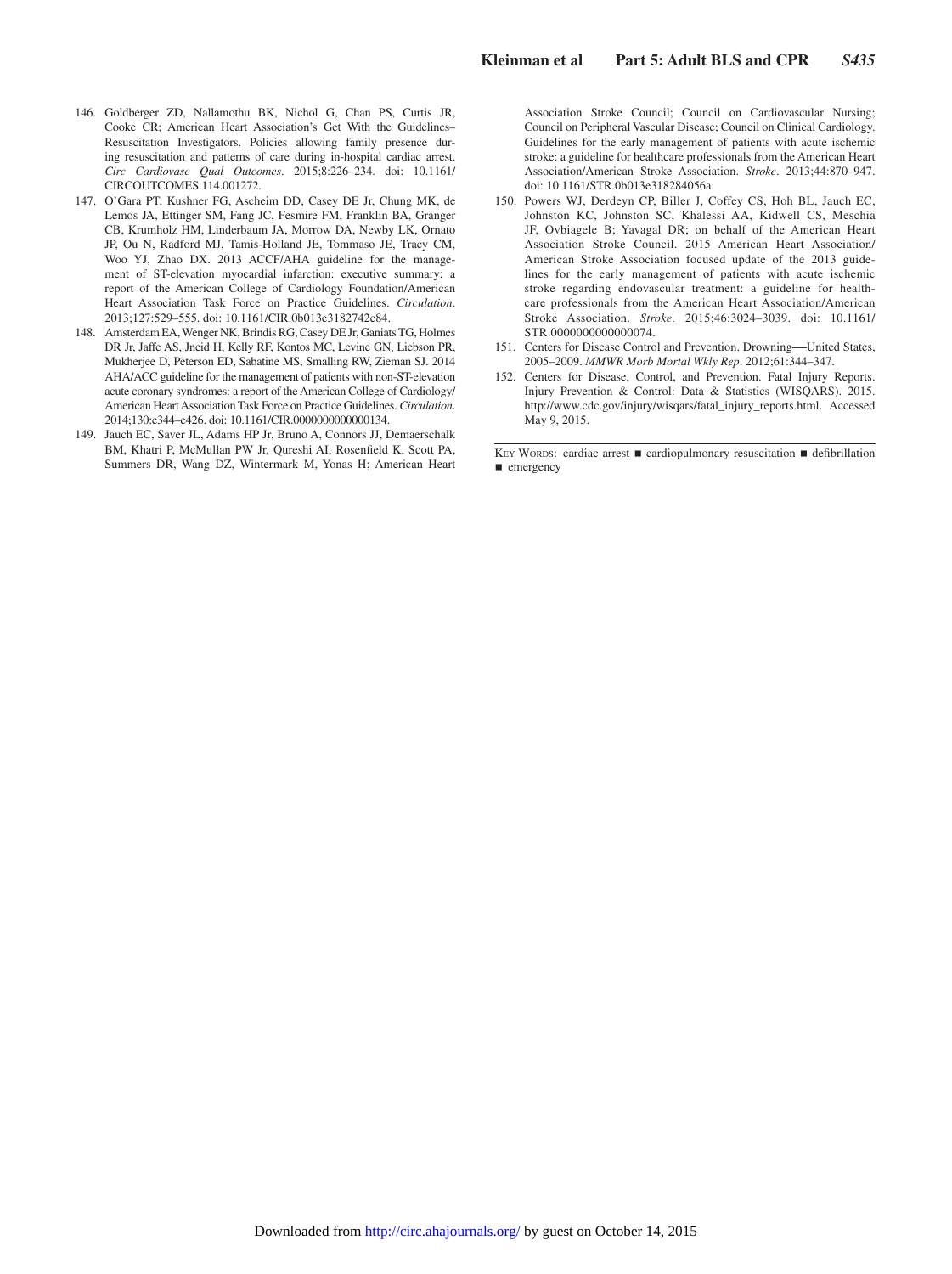146. Goldberger ZD, Nallamothu BK, Nichol G, Chan PS, Curtis JR, Cooke CR; American Heart Association's Get With the Guidelines–Resuscitation Investigators. Policies allowing family presence during resuscitation and patterns of care during in-hospital cardiac arrest. *Circ Cardiovasc Qual Outcomes*. 2015;8:226–234. doi: 10.1161/CIRCOUTCOMES.114.001272.
147. O'Gara PT, Kushner FG, Ascheim DD, Casey DE Jr, Chung MK, de Lemos JA, Ettinger SM, Fang JC, Fesmire FM, Franklin BA, Granger CB, Krumholz HM, Linderbaum JA, Morrow DA, Newby LK, Ornato JP, Ou N, Radford MJ, Tamis-Holland JE, Tommaso JE, Tracy CM, Woo YJ, Zhao DX. 2013 ACCF/AHA guideline for the management of ST-elevation myocardial infarction: executive summary: a report of the American College of Cardiology Foundation/American Heart Association Task Force on Practice Guidelines. *Circulation*. 2013;127:529–555. doi: 10.1161/CIR.0b013e3182742c84.
148. Amsterdam EA, Wenger NK, Brindis RG, Casey DE Jr, Ganiats TG, Holmes DR Jr, Jaffe AS, Jneid H, Kelly RF, Kontos MC, Levine GN, Liebson PR, Mukherjee D, Peterson ED, Sabatine MS, Smalling RW, Zieman SJ. 2014 AHA/ACC guideline for the management of patients with non-ST-elevation acute coronary syndromes: a report of the American College of Cardiology/American Heart Association Task Force on Practice Guidelines. *Circulation*. 2014;130:e344–e426. doi: 10.1161/CIR.0000000000000134.
149. Jauch EC, Saver JL, Adams HP Jr, Bruno A, Connors JJ, Demaerschalk BM, Khatri P, McMullan PW Jr, Qureshi AI, Rosenfield K, Scott PA, Summers DR, Wang DZ, Wintermark M, Yonas H; American Heart Association Stroke Council; Council on Cardiovascular Nursing; Council on Peripheral Vascular Disease; Council on Clinical Cardiology. Guidelines for the early management of patients with acute ischemic stroke: a guideline for healthcare professionals from the American Heart Association/American Stroke Association. *Stroke*. 2013;44:870–947. doi: 10.1161/STR.0b013e318284056a.
150. Powers WJ, Derdeyn CP, Biller J, Coffey CS, Hoh BL, Jauch EC, Johnston KC, Johnston SC, Khalessi AA, Kidwell CS, Meschia JF, Ovbiagele B; Yavagal DR; on behalf of the American Heart Association Stroke Council. 2015 American Heart Association/American Stroke Association focused update of the 2013 guidelines for the early management of patients with acute ischemic stroke regarding endovascular treatment: a guideline for healthcare professionals from the American Heart Association/American Stroke Association. *Stroke*. 2015;46:3024–3039. doi: 10.1161/STR.0000000000000074.
151. Centers for Disease Control and Prevention. Drowning—United States, 2005–2009. *MMWR Morb Mortal Wkly Rep*. 2012;61:344–347.
152. Centers for Disease, Control, and Prevention. Fatal Injury Reports. Injury Prevention & Control: Data & Statistics (WISQARS). 2015. http://www.cdc.gov/injury/wisqars/fatal_injury_reports.html. Accessed May 9, 2015.

KEY WORDS: cardiac arrest ■ cardiopulmonary resuscitation ■ defibrillation ■ emergency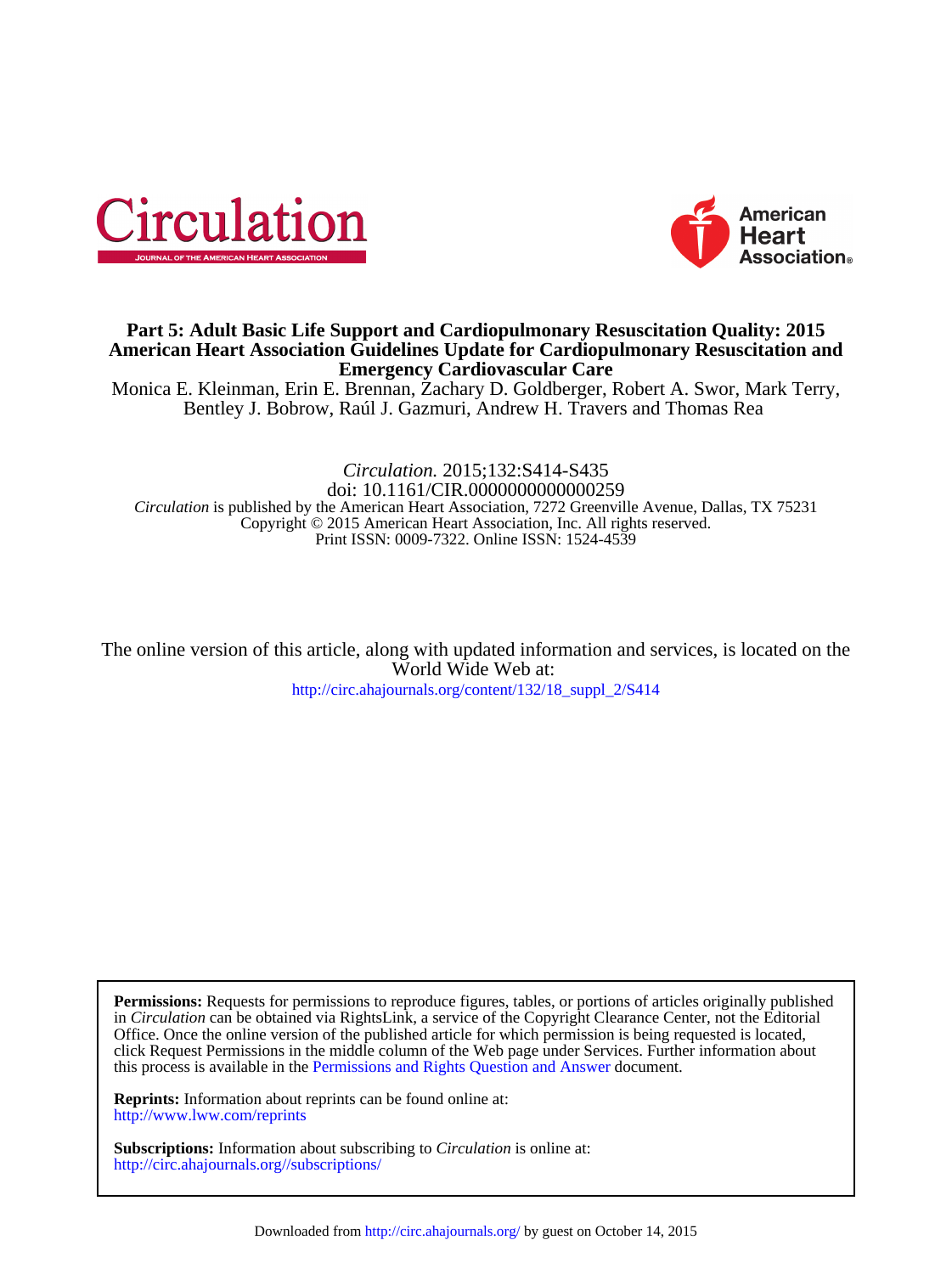# Part 5: Adult Basic Life Support and Cardiopulmonary Resuscitation Quality: 2015 American Heart Association Guidelines Update for Cardiopulmonary Resuscitation and Emergency Cardiovascular Care

Monica E. Kleinman, Erin E. Brennan, Zachary D. Goldberger, Robert A. Swor, Mark Terry, Bentley J. Bobrow, Raúl J. Gazmuri, Andrew H. Travers and Thomas Rea

*Circulation.* 2015;132:S414-S435
doi: 10.1161/CIR.0000000000000259

*Circulation* is published by the American Heart Association, 7272 Greenville Avenue, Dallas, TX 75231
Copyright © 2015 American Heart Association, Inc. All rights reserved.
Print ISSN: 0009-7322. Online ISSN: 1524-4539

The online version of this article, along with updated information and services, is located on the World Wide Web at:
http://circ.ahajournals.org/content/132/18_suppl_2/S414

**Permissions:** Requests for permissions to reproduce figures, tables, or portions of articles originally published in *Circulation* can be obtained via RightsLink, a service of the Copyright Clearance Center, not the Editorial Office. Once the online version of the published article for which permission is being requested is located, click Request Permissions in the middle column of the Web page under Services. Further information about this process is available in the Permissions and Rights Question and Answer document.

**Reprints:** Information about reprints can be found online at:
http://www.lww.com/reprints

**Subscriptions:** Information about subscribing to *Circulation* is online at:
http://circ.ahajournals.org//subscriptions/

Downloaded from http://circ.ahajournals.org/ by guest on October 14, 2015